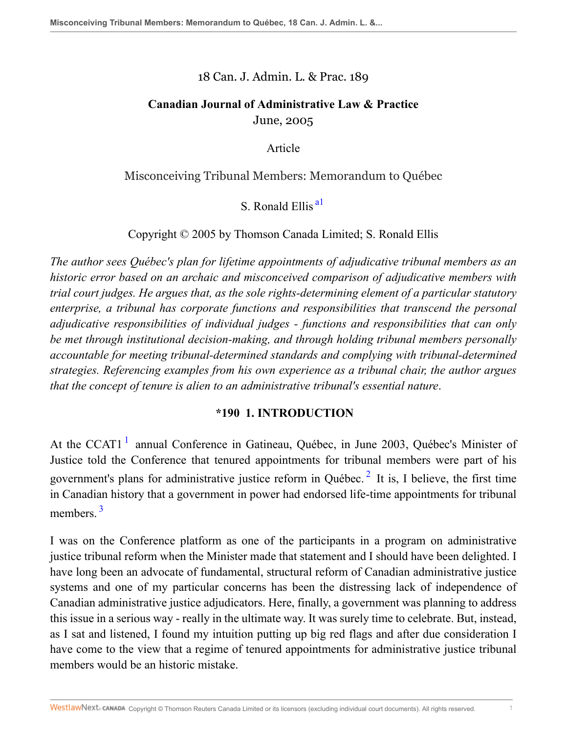18 Can. J. Admin. L. & Prac. 189

**Canadian Journal of Administrative Law & Practice**
June, 2005

Article

# Misconceiving Tribunal Members: Memorandum to Québec

S. Ronald Ellis [a1]

Copyright © 2005 by Thomson Canada Limited; S. Ronald Ellis

*The author sees Québec's plan for lifetime appointments of adjudicative tribunal members as an historic error based on an archaic and misconceived comparison of adjudicative members with trial court judges. He argues that, as the sole rights-determining element of a particular statutory enterprise, a tribunal has corporate functions and responsibilities that transcend the personal adjudicative responsibilities of individual judges - functions and responsibilities that can only be met through institutional decision-making, and through holding tribunal members personally accountable for meeting tribunal-determined standards and complying with tribunal-determined strategies. Referencing examples from his own experience as a tribunal chair, the author argues that the concept of tenure is alien to an administrative tribunal's essential nature.*

## *190 1. INTRODUCTION

At the CCAT1 [1] annual Conference in Gatineau, Québec, in June 2003, Québec's Minister of Justice told the Conference that tenured appointments for tribunal members were part of his government's plans for administrative justice reform in Québec. [2] It is, I believe, the first time in Canadian history that a government in power had endorsed life-time appointments for tribunal members. [3]

I was on the Conference platform as one of the participants in a program on administrative justice tribunal reform when the Minister made that statement and I should have been delighted. I have long been an advocate of fundamental, structural reform of Canadian administrative justice systems and one of my particular concerns has been the distressing lack of independence of Canadian administrative justice adjudicators. Here, finally, a government was planning to address this issue in a serious way - really in the ultimate way. It was surely time to celebrate. But, instead, as I sat and listened, I found my intuition putting up big red flags and after due consideration I have come to the view that a regime of tenured appointments for administrative justice tribunal members would be an historic mistake.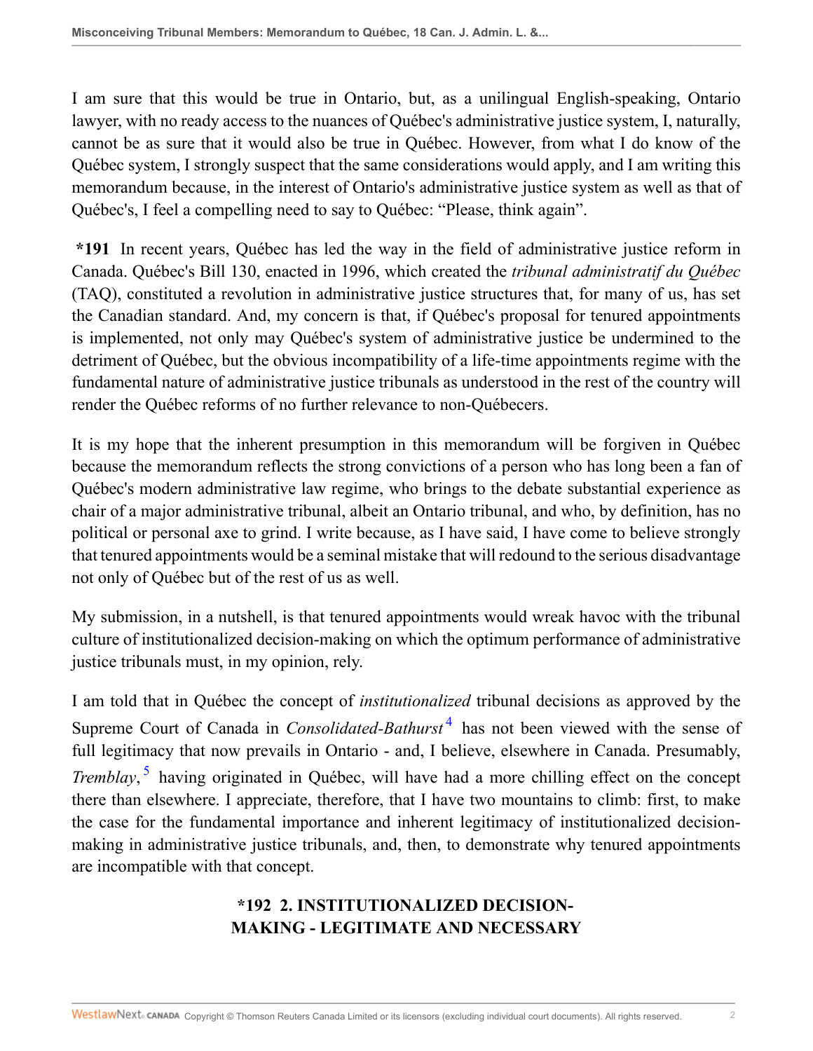I am sure that this would be true in Ontario, but, as a unilingual English-speaking, Ontario lawyer, with no ready access to the nuances of Québec's administrative justice system, I, naturally, cannot be as sure that it would also be true in Québec. However, from what I do know of the Québec system, I strongly suspect that the same considerations would apply, and I am writing this memorandum because, in the interest of Ontario's administrative justice system as well as that of Québec's, I feel a compelling need to say to Québec: "Please, think again".

**\*191** In recent years, Québec has led the way in the field of administrative justice reform in Canada. Québec's Bill 130, enacted in 1996, which created the *tribunal administratif du Québec* (TAQ), constituted a revolution in administrative justice structures that, for many of us, has set the Canadian standard. And, my concern is that, if Québec's proposal for tenured appointments is implemented, not only may Québec's system of administrative justice be undermined to the detriment of Québec, but the obvious incompatibility of a life-time appointments regime with the fundamental nature of administrative justice tribunals as understood in the rest of the country will render the Québec reforms of no further relevance to non-Québecers.

It is my hope that the inherent presumption in this memorandum will be forgiven in Québec because the memorandum reflects the strong convictions of a person who has long been a fan of Québec's modern administrative law regime, who brings to the debate substantial experience as chair of a major administrative tribunal, albeit an Ontario tribunal, and who, by definition, has no political or personal axe to grind. I write because, as I have said, I have come to believe strongly that tenured appointments would be a seminal mistake that will redound to the serious disadvantage not only of Québec but of the rest of us as well.

My submission, in a nutshell, is that tenured appointments would wreak havoc with the tribunal culture of institutionalized decision-making on which the optimum performance of administrative justice tribunals must, in my opinion, rely.

I am told that in Québec the concept of *institutionalized* tribunal decisions as approved by the Supreme Court of Canada in *Consolidated-Bathurst*[4] has not been viewed with the sense of full legitimacy that now prevails in Ontario - and, I believe, elsewhere in Canada. Presumably, *Tremblay*,[5] having originated in Québec, will have had a more chilling effect on the concept there than elsewhere. I appreciate, therefore, that I have two mountains to climb: first, to make the case for the fundamental importance and inherent legitimacy of institutionalized decision-making in administrative justice tribunals, and, then, to demonstrate why tenured appointments are incompatible with that concept.

## \*192 2. INSTITUTIONALIZED DECISION-MAKING - LEGITIMATE AND NECESSARY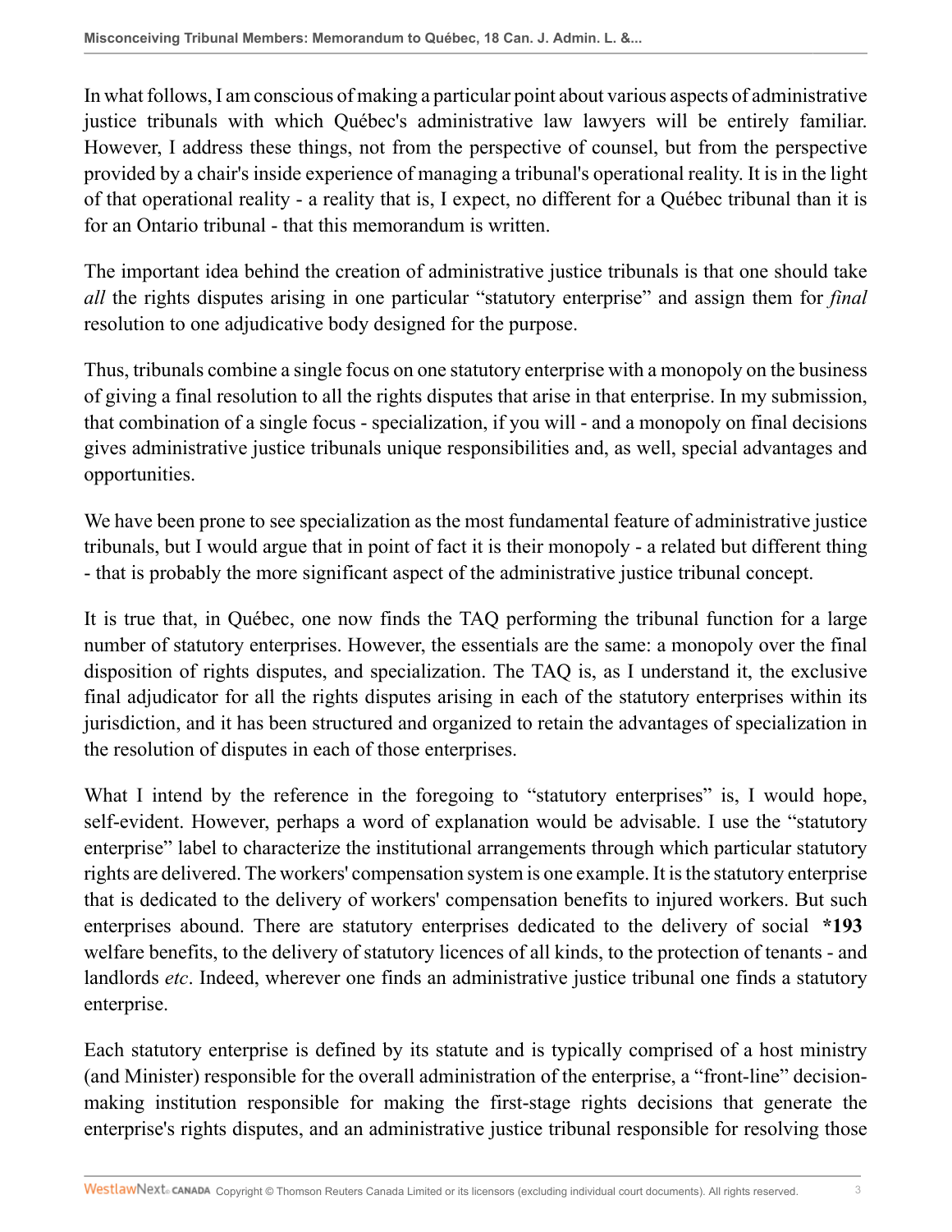In what follows, I am conscious of making a particular point about various aspects of administrative justice tribunals with which Québec's administrative law lawyers will be entirely familiar. However, I address these things, not from the perspective of counsel, but from the perspective provided by a chair's inside experience of managing a tribunal's operational reality. It is in the light of that operational reality - a reality that is, I expect, no different for a Québec tribunal than it is for an Ontario tribunal - that this memorandum is written.

The important idea behind the creation of administrative justice tribunals is that one should take *all* the rights disputes arising in one particular "statutory enterprise" and assign them for *final* resolution to one adjudicative body designed for the purpose.

Thus, tribunals combine a single focus on one statutory enterprise with a monopoly on the business of giving a final resolution to all the rights disputes that arise in that enterprise. In my submission, that combination of a single focus - specialization, if you will - and a monopoly on final decisions gives administrative justice tribunals unique responsibilities and, as well, special advantages and opportunities.

We have been prone to see specialization as the most fundamental feature of administrative justice tribunals, but I would argue that in point of fact it is their monopoly - a related but different thing - that is probably the more significant aspect of the administrative justice tribunal concept.

It is true that, in Québec, one now finds the TAQ performing the tribunal function for a large number of statutory enterprises. However, the essentials are the same: a monopoly over the final disposition of rights disputes, and specialization. The TAQ is, as I understand it, the exclusive final adjudicator for all the rights disputes arising in each of the statutory enterprises within its jurisdiction, and it has been structured and organized to retain the advantages of specialization in the resolution of disputes in each of those enterprises.

What I intend by the reference in the foregoing to "statutory enterprises" is, I would hope, self-evident. However, perhaps a word of explanation would be advisable. I use the "statutory enterprise" label to characterize the institutional arrangements through which particular statutory rights are delivered. The workers' compensation system is one example. It is the statutory enterprise that is dedicated to the delivery of workers' compensation benefits to injured workers. But such enterprises abound. There are statutory enterprises dedicated to the delivery of social **\*193** welfare benefits, to the delivery of statutory licences of all kinds, to the protection of tenants - and landlords *etc*. Indeed, wherever one finds an administrative justice tribunal one finds a statutory enterprise.

Each statutory enterprise is defined by its statute and is typically comprised of a host ministry (and Minister) responsible for the overall administration of the enterprise, a "front-line" decision-making institution responsible for making the first-stage rights decisions that generate the enterprise's rights disputes, and an administrative justice tribunal responsible for resolving those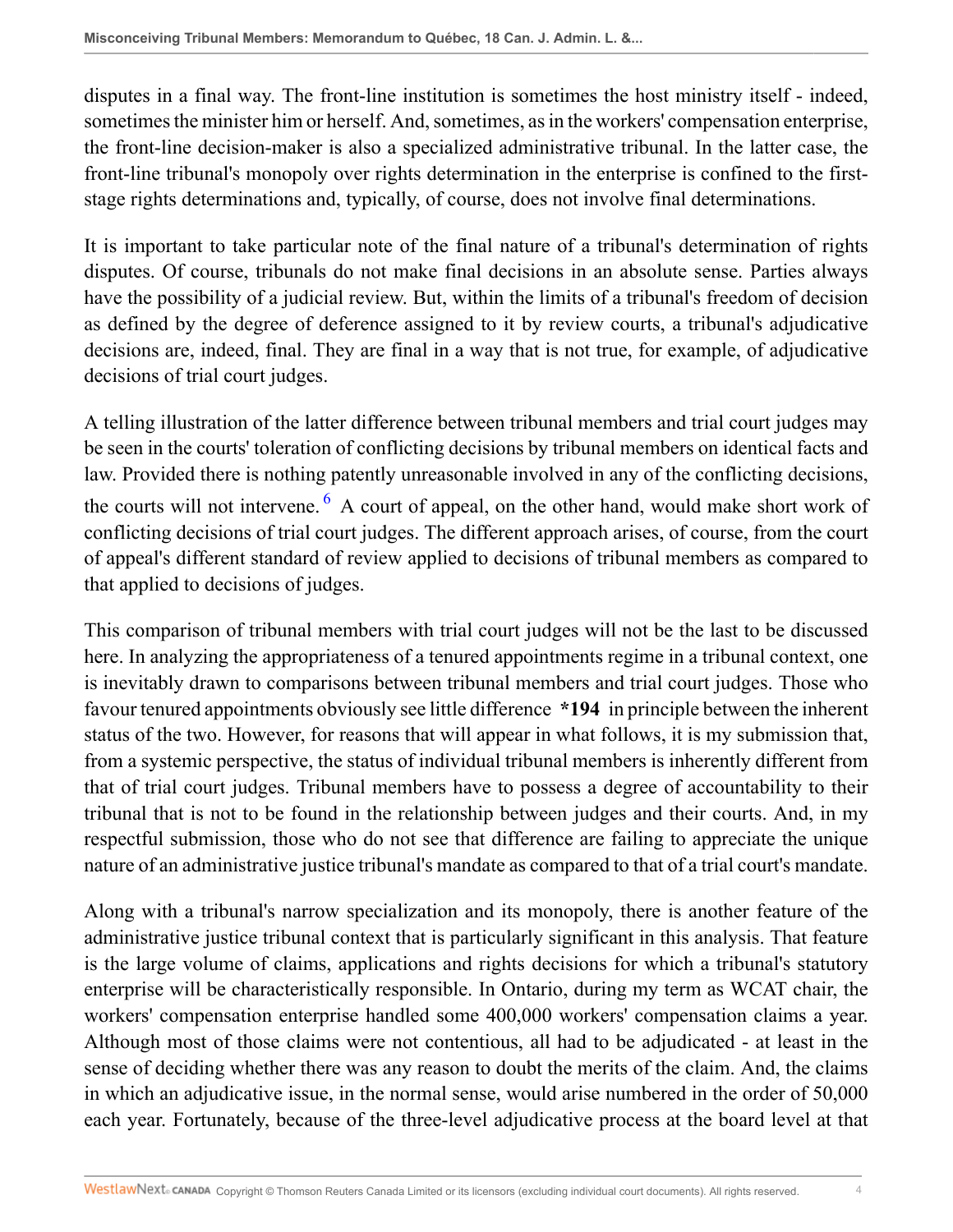disputes in a final way. The front-line institution is sometimes the host ministry itself - indeed, sometimes the minister him or herself. And, sometimes, as in the workers' compensation enterprise, the front-line decision-maker is also a specialized administrative tribunal. In the latter case, the front-line tribunal's monopoly over rights determination in the enterprise is confined to the first-stage rights determinations and, typically, of course, does not involve final determinations.

It is important to take particular note of the final nature of a tribunal's determination of rights disputes. Of course, tribunals do not make final decisions in an absolute sense. Parties always have the possibility of a judicial review. But, within the limits of a tribunal's freedom of decision as defined by the degree of deference assigned to it by review courts, a tribunal's adjudicative decisions are, indeed, final. They are final in a way that is not true, for example, of adjudicative decisions of trial court judges.

A telling illustration of the latter difference between tribunal members and trial court judges may be seen in the courts' toleration of conflicting decisions by tribunal members on identical facts and law. Provided there is nothing patently unreasonable involved in any of the conflicting decisions, the courts will not intervene.[6] A court of appeal, on the other hand, would make short work of conflicting decisions of trial court judges. The different approach arises, of course, from the court of appeal's different standard of review applied to decisions of tribunal members as compared to that applied to decisions of judges.

This comparison of tribunal members with trial court judges will not be the last to be discussed here. In analyzing the appropriateness of a tenured appointments regime in a tribunal context, one is inevitably drawn to comparisons between tribunal members and trial court judges. Those who favour tenured appointments obviously see little difference **\*194** in principle between the inherent status of the two. However, for reasons that will appear in what follows, it is my submission that, from a systemic perspective, the status of individual tribunal members is inherently different from that of trial court judges. Tribunal members have to possess a degree of accountability to their tribunal that is not to be found in the relationship between judges and their courts. And, in my respectful submission, those who do not see that difference are failing to appreciate the unique nature of an administrative justice tribunal's mandate as compared to that of a trial court's mandate.

Along with a tribunal's narrow specialization and its monopoly, there is another feature of the administrative justice tribunal context that is particularly significant in this analysis. That feature is the large volume of claims, applications and rights decisions for which a tribunal's statutory enterprise will be characteristically responsible. In Ontario, during my term as WCAT chair, the workers' compensation enterprise handled some 400,000 workers' compensation claims a year. Although most of those claims were not contentious, all had to be adjudicated - at least in the sense of deciding whether there was any reason to doubt the merits of the claim. And, the claims in which an adjudicative issue, in the normal sense, would arise numbered in the order of 50,000 each year. Fortunately, because of the three-level adjudicative process at the board level at that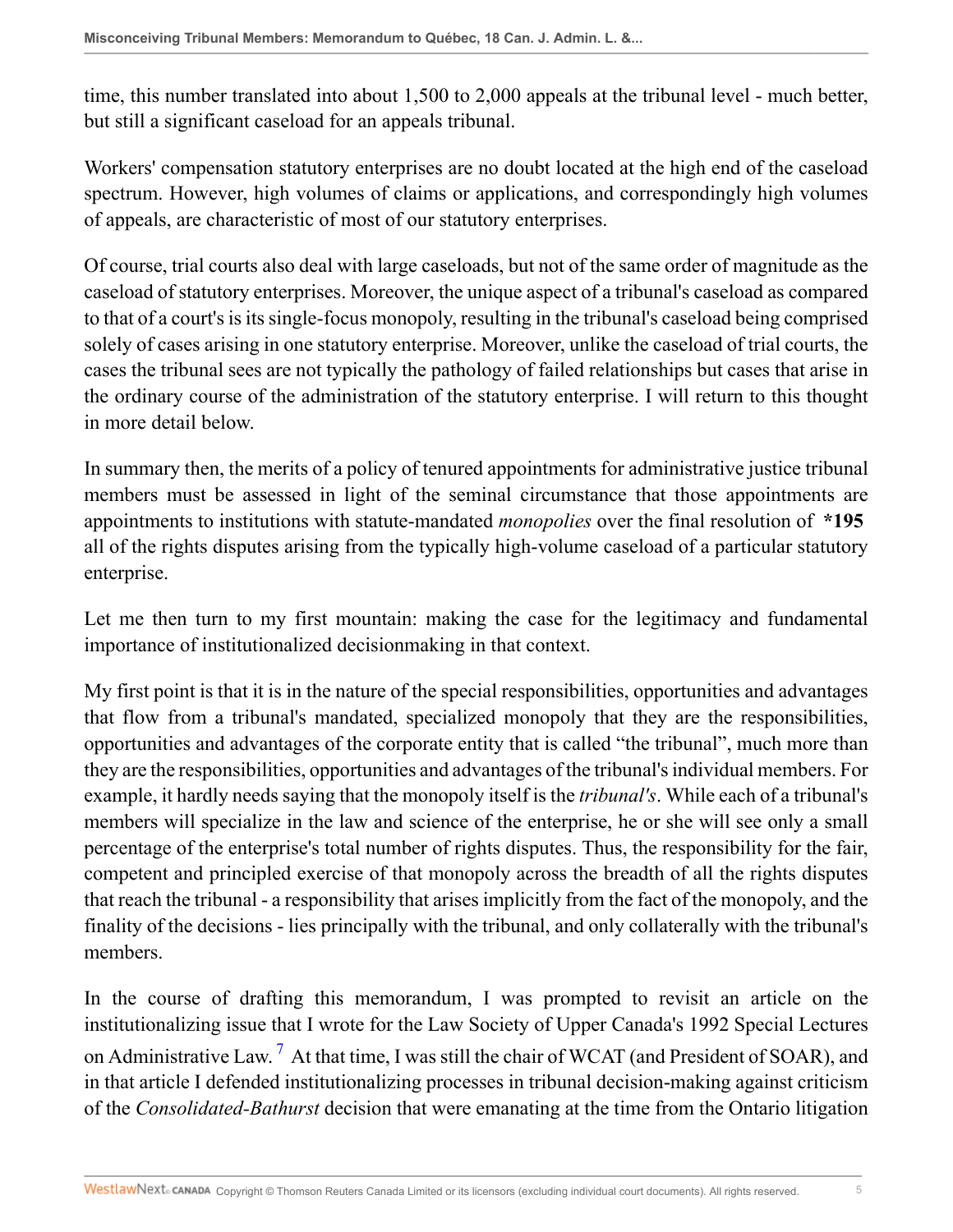time, this number translated into about 1,500 to 2,000 appeals at the tribunal level - much better, but still a significant caseload for an appeals tribunal.

Workers' compensation statutory enterprises are no doubt located at the high end of the caseload spectrum. However, high volumes of claims or applications, and correspondingly high volumes of appeals, are characteristic of most of our statutory enterprises.

Of course, trial courts also deal with large caseloads, but not of the same order of magnitude as the caseload of statutory enterprises. Moreover, the unique aspect of a tribunal's caseload as compared to that of a court's is its single-focus monopoly, resulting in the tribunal's caseload being comprised solely of cases arising in one statutory enterprise. Moreover, unlike the caseload of trial courts, the cases the tribunal sees are not typically the pathology of failed relationships but cases that arise in the ordinary course of the administration of the statutory enterprise. I will return to this thought in more detail below.

In summary then, the merits of a policy of tenured appointments for administrative justice tribunal members must be assessed in light of the seminal circumstance that those appointments are appointments to institutions with statute-mandated *monopolies* over the final resolution of **\*195** all of the rights disputes arising from the typically high-volume caseload of a particular statutory enterprise.

Let me then turn to my first mountain: making the case for the legitimacy and fundamental importance of institutionalized decisionmaking in that context.

My first point is that it is in the nature of the special responsibilities, opportunities and advantages that flow from a tribunal's mandated, specialized monopoly that they are the responsibilities, opportunities and advantages of the corporate entity that is called "the tribunal", much more than they are the responsibilities, opportunities and advantages of the tribunal's individual members. For example, it hardly needs saying that the monopoly itself is the *tribunal's*. While each of a tribunal's members will specialize in the law and science of the enterprise, he or she will see only a small percentage of the enterprise's total number of rights disputes. Thus, the responsibility for the fair, competent and principled exercise of that monopoly across the breadth of all the rights disputes that reach the tribunal - a responsibility that arises implicitly from the fact of the monopoly, and the finality of the decisions - lies principally with the tribunal, and only collaterally with the tribunal's members.

In the course of drafting this memorandum, I was prompted to revisit an article on the institutionalizing issue that I wrote for the Law Society of Upper Canada's 1992 Special Lectures on Administrative Law.[7] At that time, I was still the chair of WCAT (and President of SOAR), and in that article I defended institutionalizing processes in tribunal decision-making against criticism of the *Consolidated-Bathurst* decision that were emanating at the time from the Ontario litigation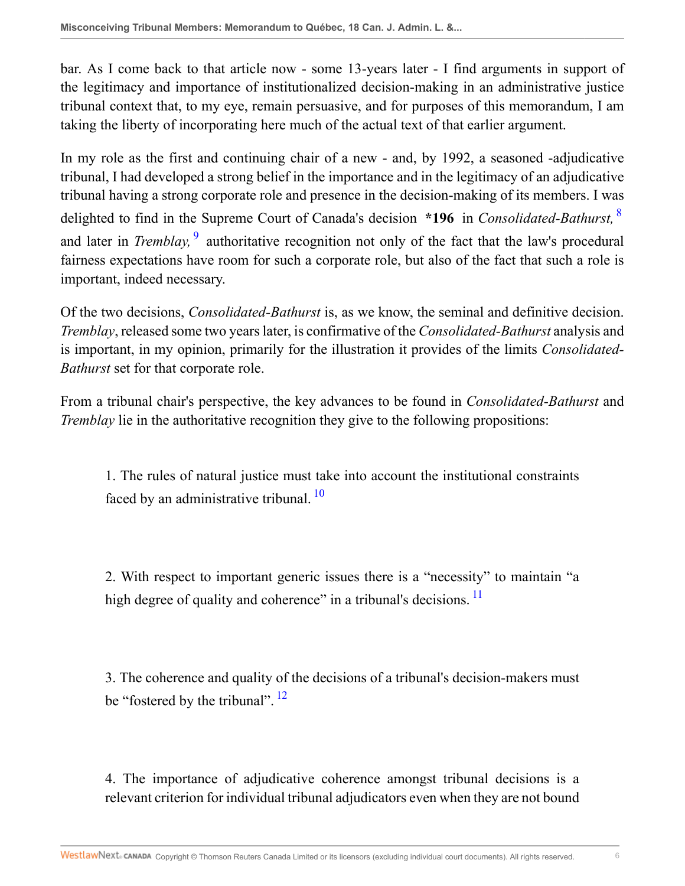bar. As I come back to that article now - some 13-years later - I find arguments in support of the legitimacy and importance of institutionalized decision-making in an administrative justice tribunal context that, to my eye, remain persuasive, and for purposes of this memorandum, I am taking the liberty of incorporating here much of the actual text of that earlier argument.

In my role as the first and continuing chair of a new - and, by 1992, a seasoned -adjudicative tribunal, I had developed a strong belief in the importance and in the legitimacy of an adjudicative tribunal having a strong corporate role and presence in the decision-making of its members. I was delighted to find in the Supreme Court of Canada's decision **\*196** in *Consolidated-Bathurst,* [8] and later in *Tremblay,* [9] authoritative recognition not only of the fact that the law's procedural fairness expectations have room for such a corporate role, but also of the fact that such a role is important, indeed necessary.

Of the two decisions, *Consolidated-Bathurst* is, as we know, the seminal and definitive decision. *Tremblay*, released some two years later, is confirmative of the *Consolidated-Bathurst* analysis and is important, in my opinion, primarily for the illustration it provides of the limits *Consolidated-Bathurst* set for that corporate role.

From a tribunal chair's perspective, the key advances to be found in *Consolidated-Bathurst* and *Tremblay* lie in the authoritative recognition they give to the following propositions:

> 1. The rules of natural justice must take into account the institutional constraints faced by an administrative tribunal. [10]
>
> 2. With respect to important generic issues there is a "necessity" to maintain "a high degree of quality and coherence" in a tribunal's decisions. [11]
>
> 3. The coherence and quality of the decisions of a tribunal's decision-makers must be "fostered by the tribunal". [12]
>
> 4. The importance of adjudicative coherence amongst tribunal decisions is a relevant criterion for individual tribunal adjudicators even when they are not bound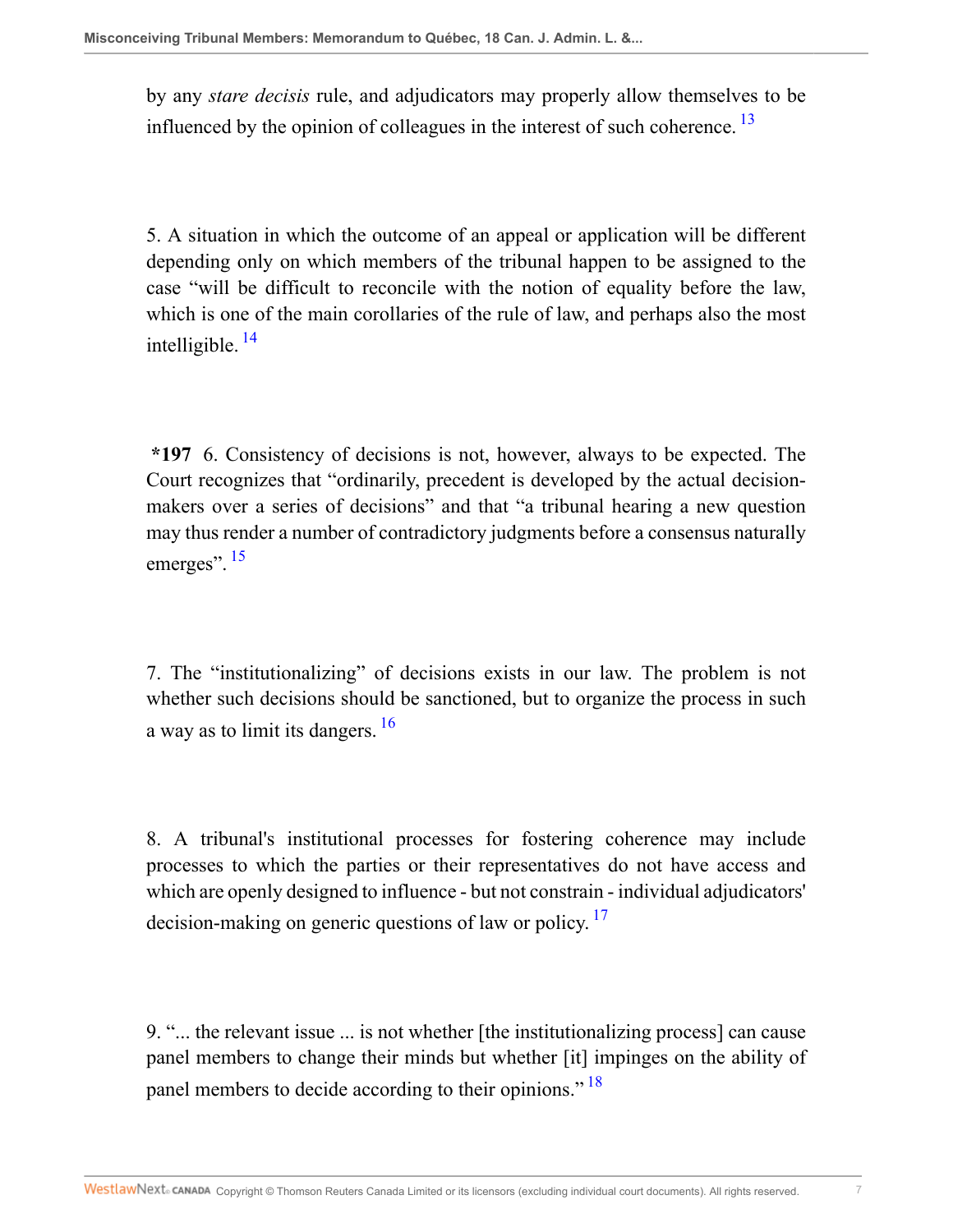by any *stare decisis* rule, and adjudicators may properly allow themselves to be influenced by the opinion of colleagues in the interest of such coherence. [13]

5. A situation in which the outcome of an appeal or application will be different depending only on which members of the tribunal happen to be assigned to the case "will be difficult to reconcile with the notion of equality before the law, which is one of the main corollaries of the rule of law, and perhaps also the most intelligible. [14]

**\*197** 6. Consistency of decisions is not, however, always to be expected. The Court recognizes that "ordinarily, precedent is developed by the actual decision-makers over a series of decisions" and that "a tribunal hearing a new question may thus render a number of contradictory judgments before a consensus naturally emerges". [15]

7. The "institutionalizing" of decisions exists in our law. The problem is not whether such decisions should be sanctioned, but to organize the process in such a way as to limit its dangers. [16]

8. A tribunal's institutional processes for fostering coherence may include processes to which the parties or their representatives do not have access and which are openly designed to influence - but not constrain - individual adjudicators' decision-making on generic questions of law or policy. [17]

9. "... the relevant issue ... is not whether [the institutionalizing process] can cause panel members to change their minds but whether [it] impinges on the ability of panel members to decide according to their opinions." [18]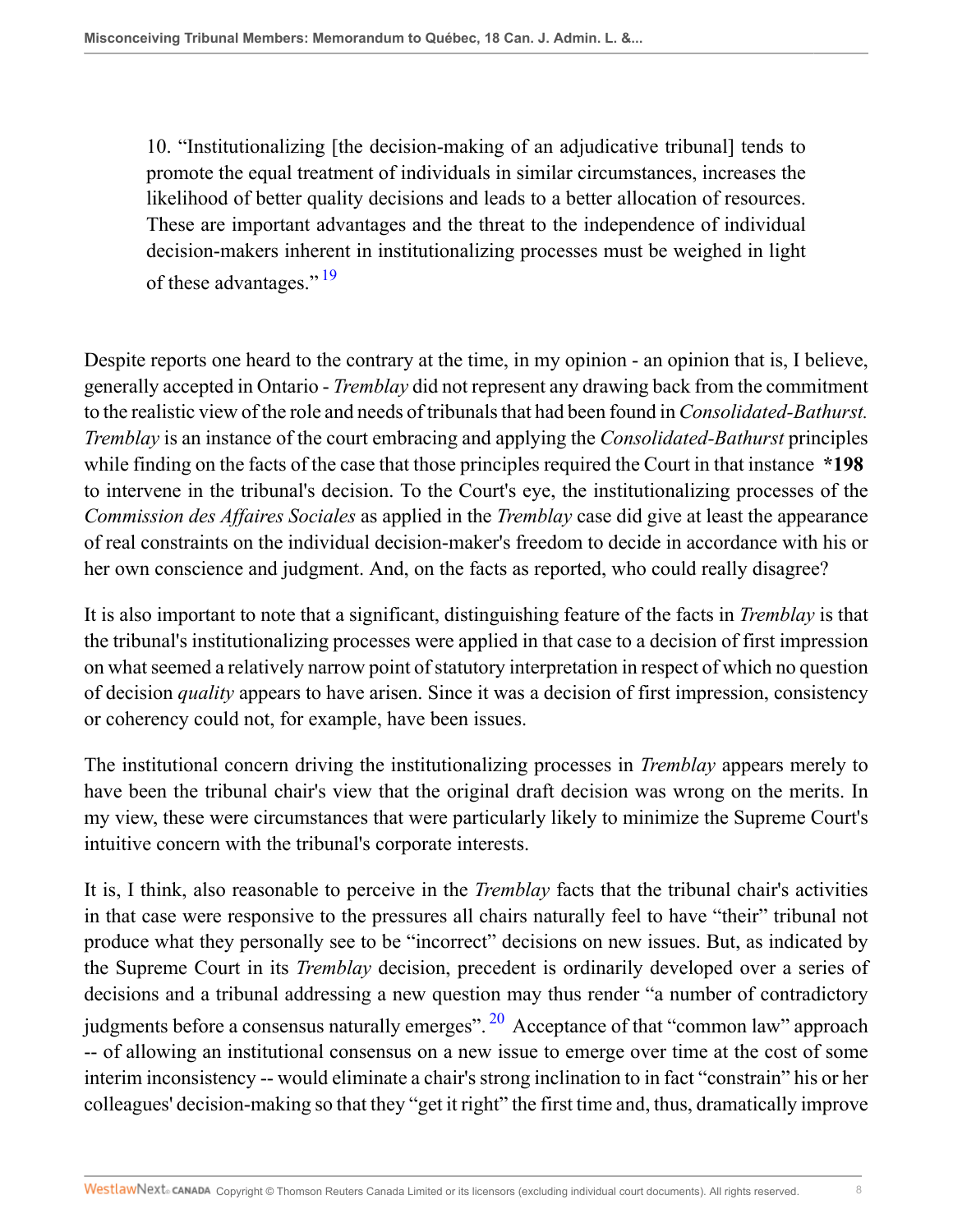> 10. "Institutionalizing [the decision-making of an adjudicative tribunal] tends to promote the equal treatment of individuals in similar circumstances, increases the likelihood of better quality decisions and leads to a better allocation of resources. These are important advantages and the threat to the independence of individual decision-makers inherent in institutionalizing processes must be weighed in light of these advantages."[19]

Despite reports one heard to the contrary at the time, in my opinion - an opinion that is, I believe, generally accepted in Ontario - *Tremblay* did not represent any drawing back from the commitment to the realistic view of the role and needs of tribunals that had been found in *Consolidated-Bathurst. Tremblay* is an instance of the court embracing and applying the *Consolidated-Bathurst* principles while finding on the facts of the case that those principles required the Court in that instance **\*198** to intervene in the tribunal's decision. To the Court's eye, the institutionalizing processes of the *Commission des Affaires Sociales* as applied in the *Tremblay* case did give at least the appearance of real constraints on the individual decision-maker's freedom to decide in accordance with his or her own conscience and judgment. And, on the facts as reported, who could really disagree?

It is also important to note that a significant, distinguishing feature of the facts in *Tremblay* is that the tribunal's institutionalizing processes were applied in that case to a decision of first impression on what seemed a relatively narrow point of statutory interpretation in respect of which no question of decision *quality* appears to have arisen. Since it was a decision of first impression, consistency or coherency could not, for example, have been issues.

The institutional concern driving the institutionalizing processes in *Tremblay* appears merely to have been the tribunal chair's view that the original draft decision was wrong on the merits. In my view, these were circumstances that were particularly likely to minimize the Supreme Court's intuitive concern with the tribunal's corporate interests.

It is, I think, also reasonable to perceive in the *Tremblay* facts that the tribunal chair's activities in that case were responsive to the pressures all chairs naturally feel to have "their" tribunal not produce what they personally see to be "incorrect" decisions on new issues. But, as indicated by the Supreme Court in its *Tremblay* decision, precedent is ordinarily developed over a series of decisions and a tribunal addressing a new question may thus render "a number of contradictory judgments before a consensus naturally emerges".[20] Acceptance of that "common law" approach -- of allowing an institutional consensus on a new issue to emerge over time at the cost of some interim inconsistency -- would eliminate a chair's strong inclination to in fact "constrain" his or her colleagues' decision-making so that they "get it right" the first time and, thus, dramatically improve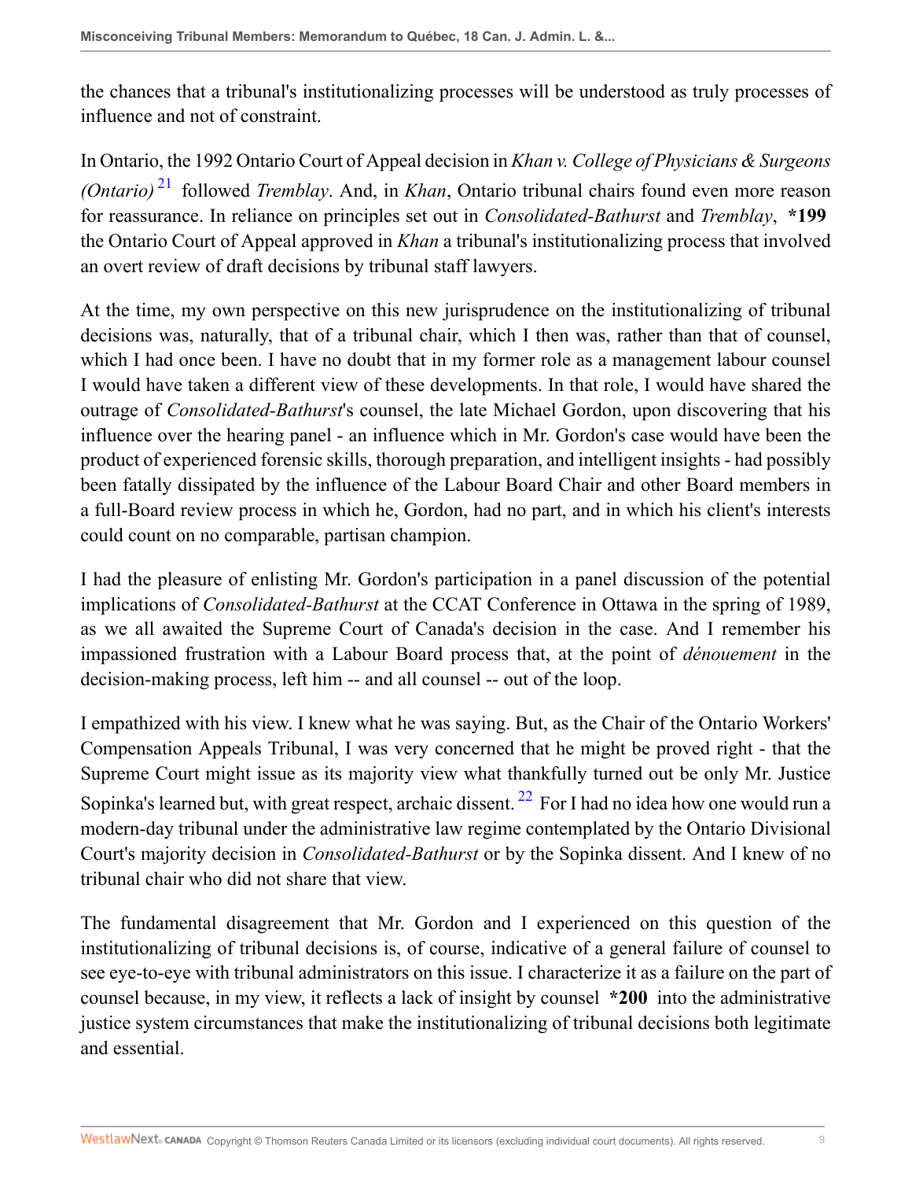the chances that a tribunal's institutionalizing processes will be understood as truly processes of influence and not of constraint.

In Ontario, the 1992 Ontario Court of Appeal decision in *Khan v. College of Physicians & Surgeons (Ontario)* [21] followed *Tremblay*. And, in *Khan*, Ontario tribunal chairs found even more reason for reassurance. In reliance on principles set out in *Consolidated-Bathurst* and *Tremblay*, **\*199** the Ontario Court of Appeal approved in *Khan* a tribunal's institutionalizing process that involved an overt review of draft decisions by tribunal staff lawyers.

At the time, my own perspective on this new jurisprudence on the institutionalizing of tribunal decisions was, naturally, that of a tribunal chair, which I then was, rather than that of counsel, which I had once been. I have no doubt that in my former role as a management labour counsel I would have taken a different view of these developments. In that role, I would have shared the outrage of *Consolidated-Bathurst*'s counsel, the late Michael Gordon, upon discovering that his influence over the hearing panel - an influence which in Mr. Gordon's case would have been the product of experienced forensic skills, thorough preparation, and intelligent insights - had possibly been fatally dissipated by the influence of the Labour Board Chair and other Board members in a full-Board review process in which he, Gordon, had no part, and in which his client's interests could count on no comparable, partisan champion.

I had the pleasure of enlisting Mr. Gordon's participation in a panel discussion of the potential implications of *Consolidated-Bathurst* at the CCAT Conference in Ottawa in the spring of 1989, as we all awaited the Supreme Court of Canada's decision in the case. And I remember his impassioned frustration with a Labour Board process that, at the point of *dénouement* in the decision-making process, left him -- and all counsel -- out of the loop.

I empathized with his view. I knew what he was saying. But, as the Chair of the Ontario Workers' Compensation Appeals Tribunal, I was very concerned that he might be proved right - that the Supreme Court might issue as its majority view what thankfully turned out be only Mr. Justice Sopinka's learned but, with great respect, archaic dissent. [22] For I had no idea how one would run a modern-day tribunal under the administrative law regime contemplated by the Ontario Divisional Court's majority decision in *Consolidated-Bathurst* or by the Sopinka dissent. And I knew of no tribunal chair who did not share that view.

The fundamental disagreement that Mr. Gordon and I experienced on this question of the institutionalizing of tribunal decisions is, of course, indicative of a general failure of counsel to see eye-to-eye with tribunal administrators on this issue. I characterize it as a failure on the part of counsel because, in my view, it reflects a lack of insight by counsel **\*200** into the administrative justice system circumstances that make the institutionalizing of tribunal decisions both legitimate and essential.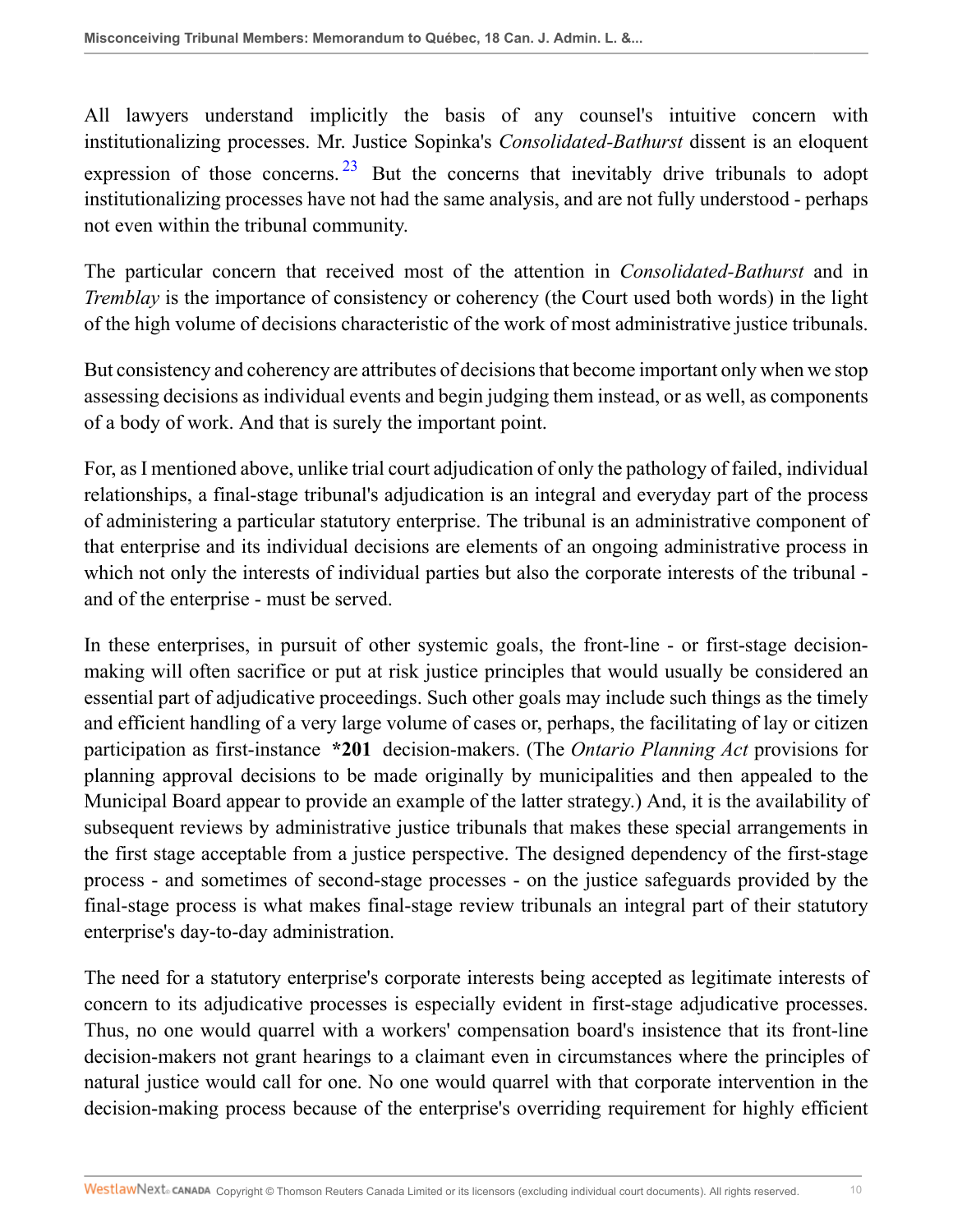All lawyers understand implicitly the basis of any counsel's intuitive concern with institutionalizing processes. Mr. Justice Sopinka's *Consolidated-Bathurst* dissent is an eloquent expression of those concerns.[23] But the concerns that inevitably drive tribunals to adopt institutionalizing processes have not had the same analysis, and are not fully understood - perhaps not even within the tribunal community.

The particular concern that received most of the attention in *Consolidated-Bathurst* and in *Tremblay* is the importance of consistency or coherency (the Court used both words) in the light of the high volume of decisions characteristic of the work of most administrative justice tribunals.

But consistency and coherency are attributes of decisions that become important only when we stop assessing decisions as individual events and begin judging them instead, or as well, as components of a body of work. And that is surely the important point.

For, as I mentioned above, unlike trial court adjudication of only the pathology of failed, individual relationships, a final-stage tribunal's adjudication is an integral and everyday part of the process of administering a particular statutory enterprise. The tribunal is an administrative component of that enterprise and its individual decisions are elements of an ongoing administrative process in which not only the interests of individual parties but also the corporate interests of the tribunal - and of the enterprise - must be served.

In these enterprises, in pursuit of other systemic goals, the front-line - or first-stage decision-making will often sacrifice or put at risk justice principles that would usually be considered an essential part of adjudicative proceedings. Such other goals may include such things as the timely and efficient handling of a very large volume of cases or, perhaps, the facilitating of lay or citizen participation as first-instance **\*201** decision-makers. (The *Ontario Planning Act* provisions for planning approval decisions to be made originally by municipalities and then appealed to the Municipal Board appear to provide an example of the latter strategy.) And, it is the availability of subsequent reviews by administrative justice tribunals that makes these special arrangements in the first stage acceptable from a justice perspective. The designed dependency of the first-stage process - and sometimes of second-stage processes - on the justice safeguards provided by the final-stage process is what makes final-stage review tribunals an integral part of their statutory enterprise's day-to-day administration.

The need for a statutory enterprise's corporate interests being accepted as legitimate interests of concern to its adjudicative processes is especially evident in first-stage adjudicative processes. Thus, no one would quarrel with a workers' compensation board's insistence that its front-line decision-makers not grant hearings to a claimant even in circumstances where the principles of natural justice would call for one. No one would quarrel with that corporate intervention in the decision-making process because of the enterprise's overriding requirement for highly efficient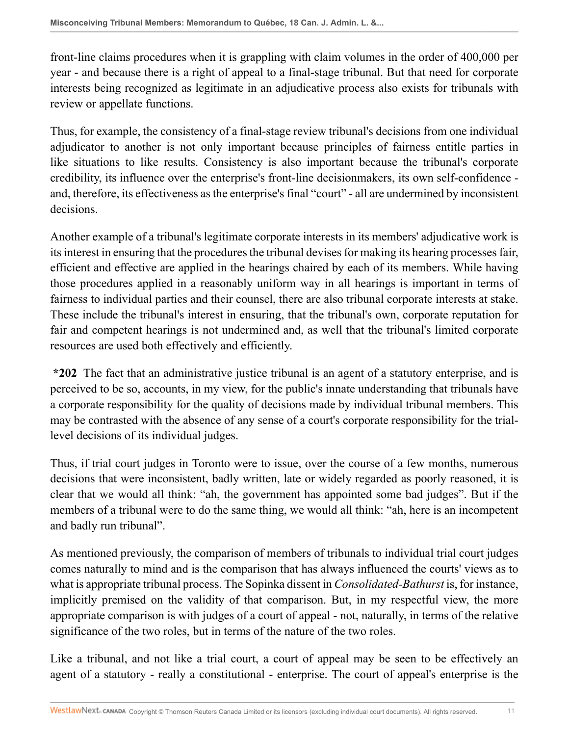front-line claims procedures when it is grappling with claim volumes in the order of 400,000 per year - and because there is a right of appeal to a final-stage tribunal. But that need for corporate interests being recognized as legitimate in an adjudicative process also exists for tribunals with review or appellate functions.

Thus, for example, the consistency of a final-stage review tribunal's decisions from one individual adjudicator to another is not only important because principles of fairness entitle parties in like situations to like results. Consistency is also important because the tribunal's corporate credibility, its influence over the enterprise's front-line decisionmakers, its own self-confidence - and, therefore, its effectiveness as the enterprise's final "court" - all are undermined by inconsistent decisions.

Another example of a tribunal's legitimate corporate interests in its members' adjudicative work is its interest in ensuring that the procedures the tribunal devises for making its hearing processes fair, efficient and effective are applied in the hearings chaired by each of its members. While having those procedures applied in a reasonably uniform way in all hearings is important in terms of fairness to individual parties and their counsel, there are also tribunal corporate interests at stake. These include the tribunal's interest in ensuring, that the tribunal's own, corporate reputation for fair and competent hearings is not undermined and, as well that the tribunal's limited corporate resources are used both effectively and efficiently.

**\*202** The fact that an administrative justice tribunal is an agent of a statutory enterprise, and is perceived to be so, accounts, in my view, for the public's innate understanding that tribunals have a corporate responsibility for the quality of decisions made by individual tribunal members. This may be contrasted with the absence of any sense of a court's corporate responsibility for the trial-level decisions of its individual judges.

Thus, if trial court judges in Toronto were to issue, over the course of a few months, numerous decisions that were inconsistent, badly written, late or widely regarded as poorly reasoned, it is clear that we would all think: "ah, the government has appointed some bad judges". But if the members of a tribunal were to do the same thing, we would all think: "ah, here is an incompetent and badly run tribunal".

As mentioned previously, the comparison of members of tribunals to individual trial court judges comes naturally to mind and is the comparison that has always influenced the courts' views as to what is appropriate tribunal process. The Sopinka dissent in *Consolidated-Bathurst* is, for instance, implicitly premised on the validity of that comparison. But, in my respectful view, the more appropriate comparison is with judges of a court of appeal - not, naturally, in terms of the relative significance of the two roles, but in terms of the nature of the two roles.

Like a tribunal, and not like a trial court, a court of appeal may be seen to be effectively an agent of a statutory - really a constitutional - enterprise. The court of appeal's enterprise is the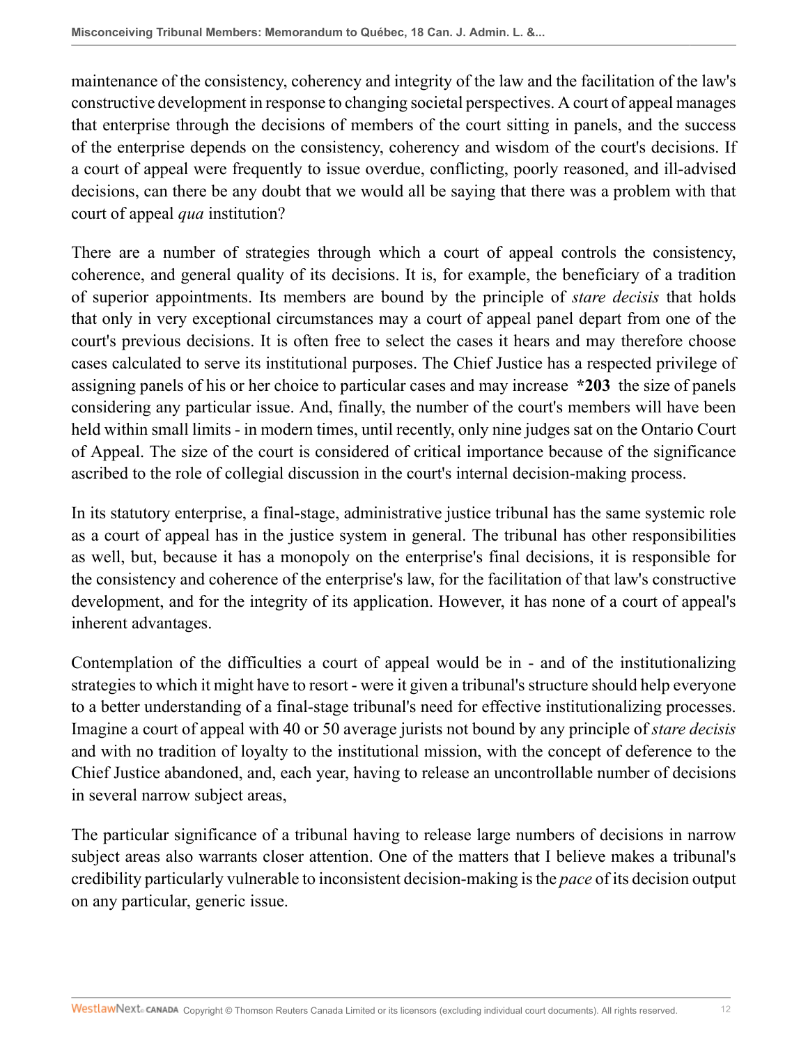maintenance of the consistency, coherency and integrity of the law and the facilitation of the law's constructive development in response to changing societal perspectives. A court of appeal manages that enterprise through the decisions of members of the court sitting in panels, and the success of the enterprise depends on the consistency, coherency and wisdom of the court's decisions. If a court of appeal were frequently to issue overdue, conflicting, poorly reasoned, and ill-advised decisions, can there be any doubt that we would all be saying that there was a problem with that court of appeal *qua* institution?

There are a number of strategies through which a court of appeal controls the consistency, coherence, and general quality of its decisions. It is, for example, the beneficiary of a tradition of superior appointments. Its members are bound by the principle of *stare decisis* that holds that only in very exceptional circumstances may a court of appeal panel depart from one of the court's previous decisions. It is often free to select the cases it hears and may therefore choose cases calculated to serve its institutional purposes. The Chief Justice has a respected privilege of assigning panels of his or her choice to particular cases and may increase **\*203** the size of panels considering any particular issue. And, finally, the number of the court's members will have been held within small limits - in modern times, until recently, only nine judges sat on the Ontario Court of Appeal. The size of the court is considered of critical importance because of the significance ascribed to the role of collegial discussion in the court's internal decision-making process.

In its statutory enterprise, a final-stage, administrative justice tribunal has the same systemic role as a court of appeal has in the justice system in general. The tribunal has other responsibilities as well, but, because it has a monopoly on the enterprise's final decisions, it is responsible for the consistency and coherence of the enterprise's law, for the facilitation of that law's constructive development, and for the integrity of its application. However, it has none of a court of appeal's inherent advantages.

Contemplation of the difficulties a court of appeal would be in - and of the institutionalizing strategies to which it might have to resort - were it given a tribunal's structure should help everyone to a better understanding of a final-stage tribunal's need for effective institutionalizing processes. Imagine a court of appeal with 40 or 50 average jurists not bound by any principle of *stare decisis* and with no tradition of loyalty to the institutional mission, with the concept of deference to the Chief Justice abandoned, and, each year, having to release an uncontrollable number of decisions in several narrow subject areas,

The particular significance of a tribunal having to release large numbers of decisions in narrow subject areas also warrants closer attention. One of the matters that I believe makes a tribunal's credibility particularly vulnerable to inconsistent decision-making is the *pace* of its decision output on any particular, generic issue.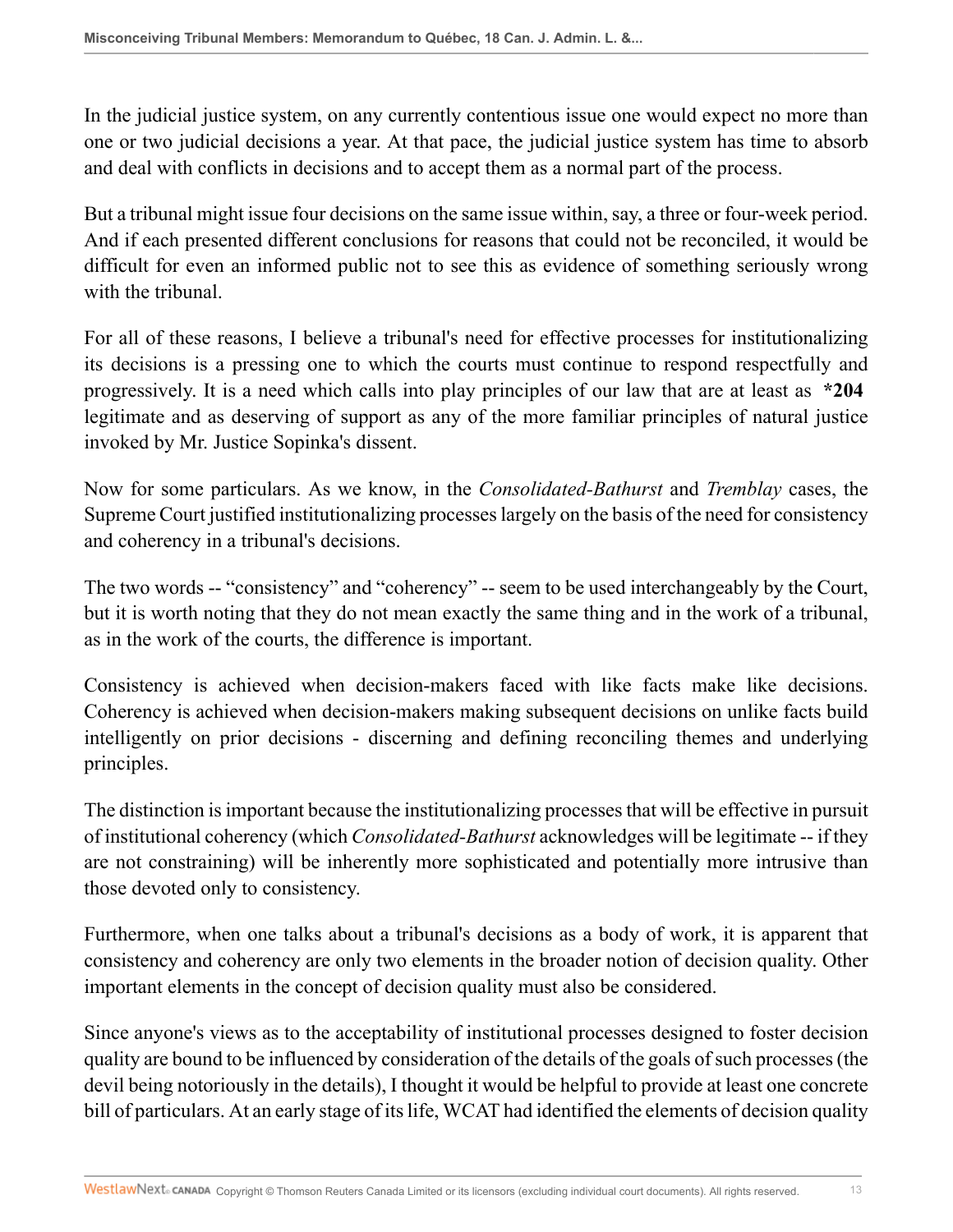In the judicial justice system, on any currently contentious issue one would expect no more than one or two judicial decisions a year. At that pace, the judicial justice system has time to absorb and deal with conflicts in decisions and to accept them as a normal part of the process.

But a tribunal might issue four decisions on the same issue within, say, a three or four-week period. And if each presented different conclusions for reasons that could not be reconciled, it would be difficult for even an informed public not to see this as evidence of something seriously wrong with the tribunal.

For all of these reasons, I believe a tribunal's need for effective processes for institutionalizing its decisions is a pressing one to which the courts must continue to respond respectfully and progressively. It is a need which calls into play principles of our law that are at least as **\*204** legitimate and as deserving of support as any of the more familiar principles of natural justice invoked by Mr. Justice Sopinka's dissent.

Now for some particulars. As we know, in the *Consolidated-Bathurst* and *Tremblay* cases, the Supreme Court justified institutionalizing processes largely on the basis of the need for consistency and coherency in a tribunal's decisions.

The two words -- "consistency" and "coherency" -- seem to be used interchangeably by the Court, but it is worth noting that they do not mean exactly the same thing and in the work of a tribunal, as in the work of the courts, the difference is important.

Consistency is achieved when decision-makers faced with like facts make like decisions. Coherency is achieved when decision-makers making subsequent decisions on unlike facts build intelligently on prior decisions - discerning and defining reconciling themes and underlying principles.

The distinction is important because the institutionalizing processes that will be effective in pursuit of institutional coherency (which *Consolidated-Bathurst* acknowledges will be legitimate -- if they are not constraining) will be inherently more sophisticated and potentially more intrusive than those devoted only to consistency.

Furthermore, when one talks about a tribunal's decisions as a body of work, it is apparent that consistency and coherency are only two elements in the broader notion of decision quality. Other important elements in the concept of decision quality must also be considered.

Since anyone's views as to the acceptability of institutional processes designed to foster decision quality are bound to be influenced by consideration of the details of the goals of such processes (the devil being notoriously in the details), I thought it would be helpful to provide at least one concrete bill of particulars. At an early stage of its life, WCAT had identified the elements of decision quality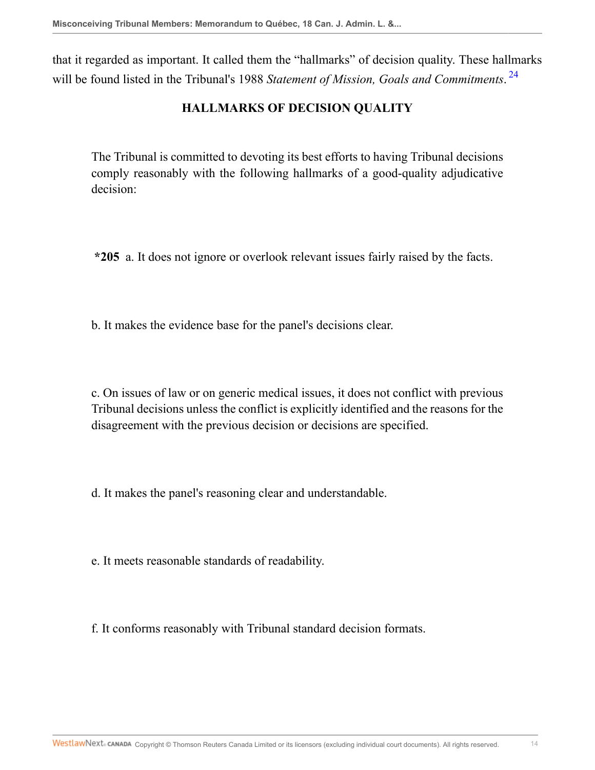that it regarded as important. It called them the "hallmarks" of decision quality. These hallmarks will be found listed in the Tribunal's 1988 *Statement of Mission, Goals and Commitments*.[24]

**HALLMARKS OF DECISION QUALITY**

> The Tribunal is committed to devoting its best efforts to having Tribunal decisions comply reasonably with the following hallmarks of a good-quality adjudicative decision:
>
> **\*205** a. It does not ignore or overlook relevant issues fairly raised by the facts.
>
> b. It makes the evidence base for the panel's decisions clear.
>
> c. On issues of law or on generic medical issues, it does not conflict with previous Tribunal decisions unless the conflict is explicitly identified and the reasons for the disagreement with the previous decision or decisions are specified.
>
> d. It makes the panel's reasoning clear and understandable.
>
> e. It meets reasonable standards of readability.
>
> f. It conforms reasonably with Tribunal standard decision formats.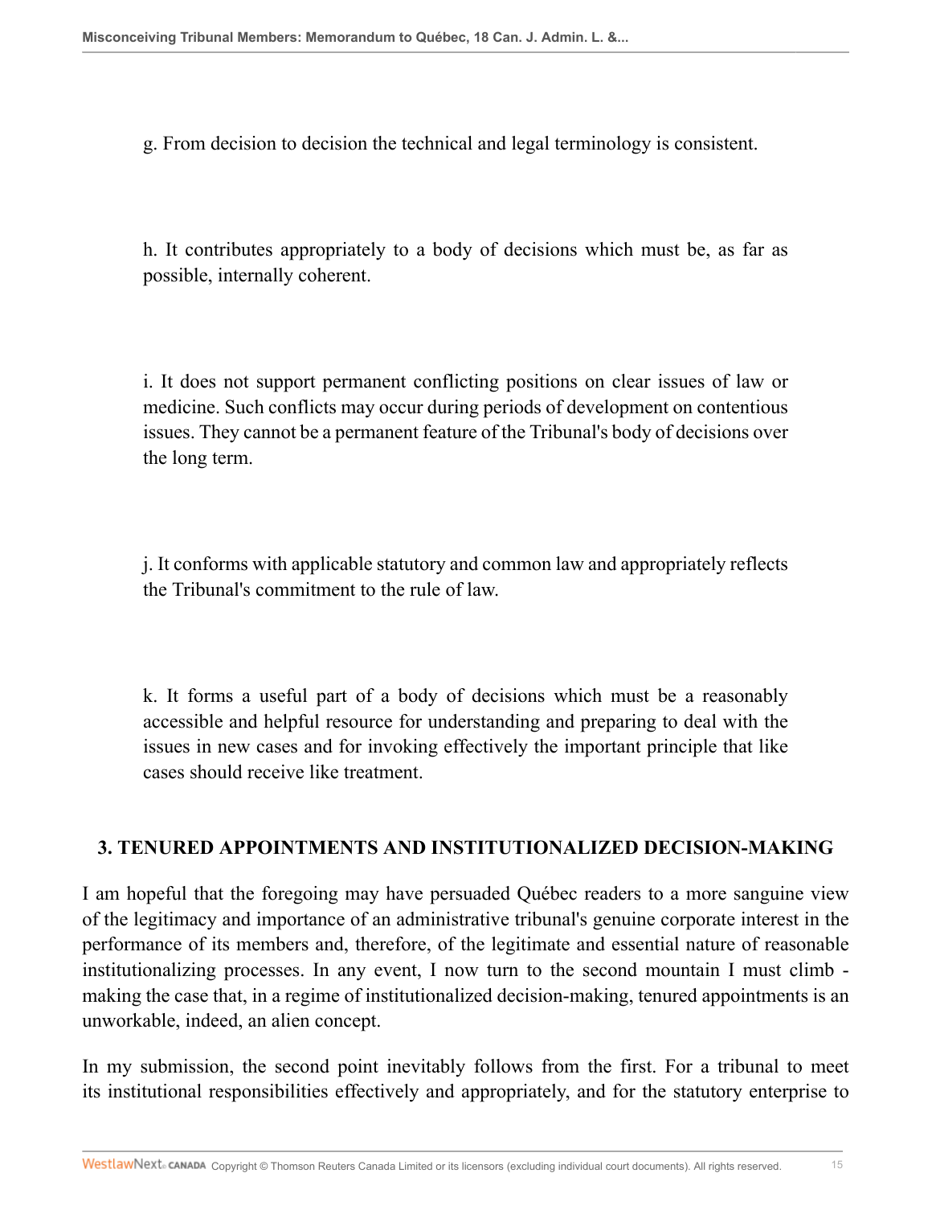g. From decision to decision the technical and legal terminology is consistent.

h. It contributes appropriately to a body of decisions which must be, as far as possible, internally coherent.

i. It does not support permanent conflicting positions on clear issues of law or medicine. Such conflicts may occur during periods of development on contentious issues. They cannot be a permanent feature of the Tribunal's body of decisions over the long term.

j. It conforms with applicable statutory and common law and appropriately reflects the Tribunal's commitment to the rule of law.

k. It forms a useful part of a body of decisions which must be a reasonably accessible and helpful resource for understanding and preparing to deal with the issues in new cases and for invoking effectively the important principle that like cases should receive like treatment.

## 3. TENURED APPOINTMENTS AND INSTITUTIONALIZED DECISION-MAKING

I am hopeful that the foregoing may have persuaded Québec readers to a more sanguine view of the legitimacy and importance of an administrative tribunal's genuine corporate interest in the performance of its members and, therefore, of the legitimate and essential nature of reasonable institutionalizing processes. In any event, I now turn to the second mountain I must climb - making the case that, in a regime of institutionalized decision-making, tenured appointments is an unworkable, indeed, an alien concept.

In my submission, the second point inevitably follows from the first. For a tribunal to meet its institutional responsibilities effectively and appropriately, and for the statutory enterprise to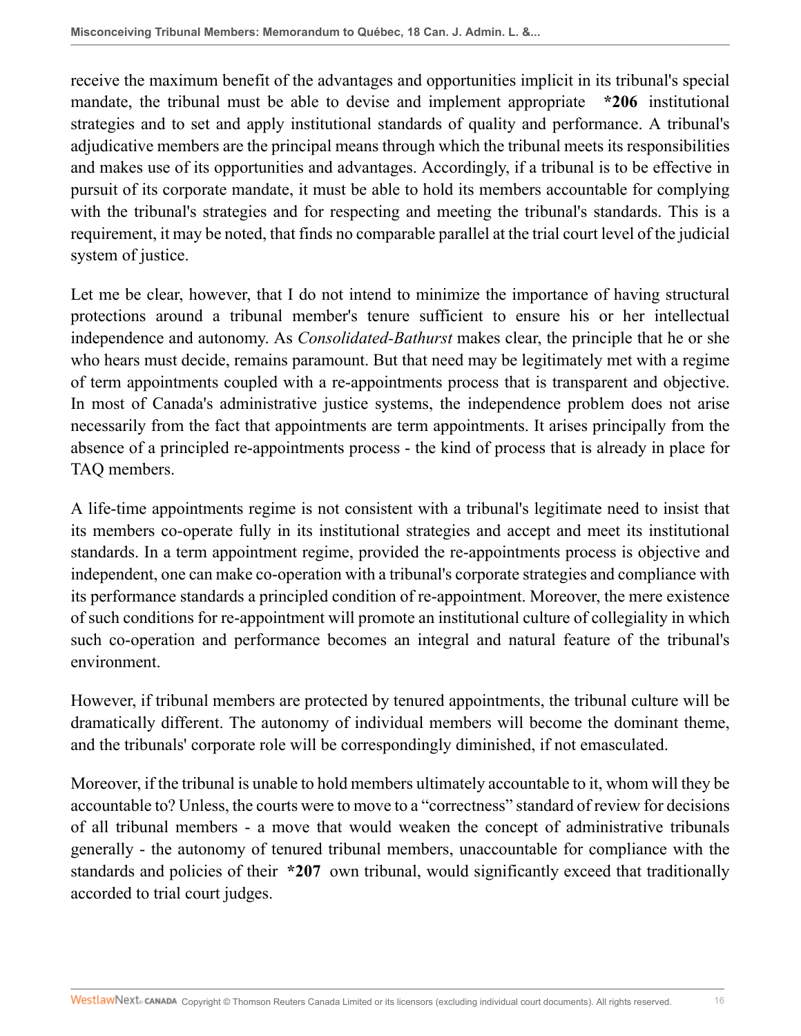receive the maximum benefit of the advantages and opportunities implicit in its tribunal's special mandate, the tribunal must be able to devise and implement appropriate **\*206** institutional strategies and to set and apply institutional standards of quality and performance. A tribunal's adjudicative members are the principal means through which the tribunal meets its responsibilities and makes use of its opportunities and advantages. Accordingly, if a tribunal is to be effective in pursuit of its corporate mandate, it must be able to hold its members accountable for complying with the tribunal's strategies and for respecting and meeting the tribunal's standards. This is a requirement, it may be noted, that finds no comparable parallel at the trial court level of the judicial system of justice.

Let me be clear, however, that I do not intend to minimize the importance of having structural protections around a tribunal member's tenure sufficient to ensure his or her intellectual independence and autonomy. As *Consolidated-Bathurst* makes clear, the principle that he or she who hears must decide, remains paramount. But that need may be legitimately met with a regime of term appointments coupled with a re-appointments process that is transparent and objective. In most of Canada's administrative justice systems, the independence problem does not arise necessarily from the fact that appointments are term appointments. It arises principally from the absence of a principled re-appointments process - the kind of process that is already in place for TAQ members.

A life-time appointments regime is not consistent with a tribunal's legitimate need to insist that its members co-operate fully in its institutional strategies and accept and meet its institutional standards. In a term appointment regime, provided the re-appointments process is objective and independent, one can make co-operation with a tribunal's corporate strategies and compliance with its performance standards a principled condition of re-appointment. Moreover, the mere existence of such conditions for re-appointment will promote an institutional culture of collegiality in which such co-operation and performance becomes an integral and natural feature of the tribunal's environment.

However, if tribunal members are protected by tenured appointments, the tribunal culture will be dramatically different. The autonomy of individual members will become the dominant theme, and the tribunals' corporate role will be correspondingly diminished, if not emasculated.

Moreover, if the tribunal is unable to hold members ultimately accountable to it, whom will they be accountable to? Unless, the courts were to move to a "correctness" standard of review for decisions of all tribunal members - a move that would weaken the concept of administrative tribunals generally - the autonomy of tenured tribunal members, unaccountable for compliance with the standards and policies of their **\*207** own tribunal, would significantly exceed that traditionally accorded to trial court judges.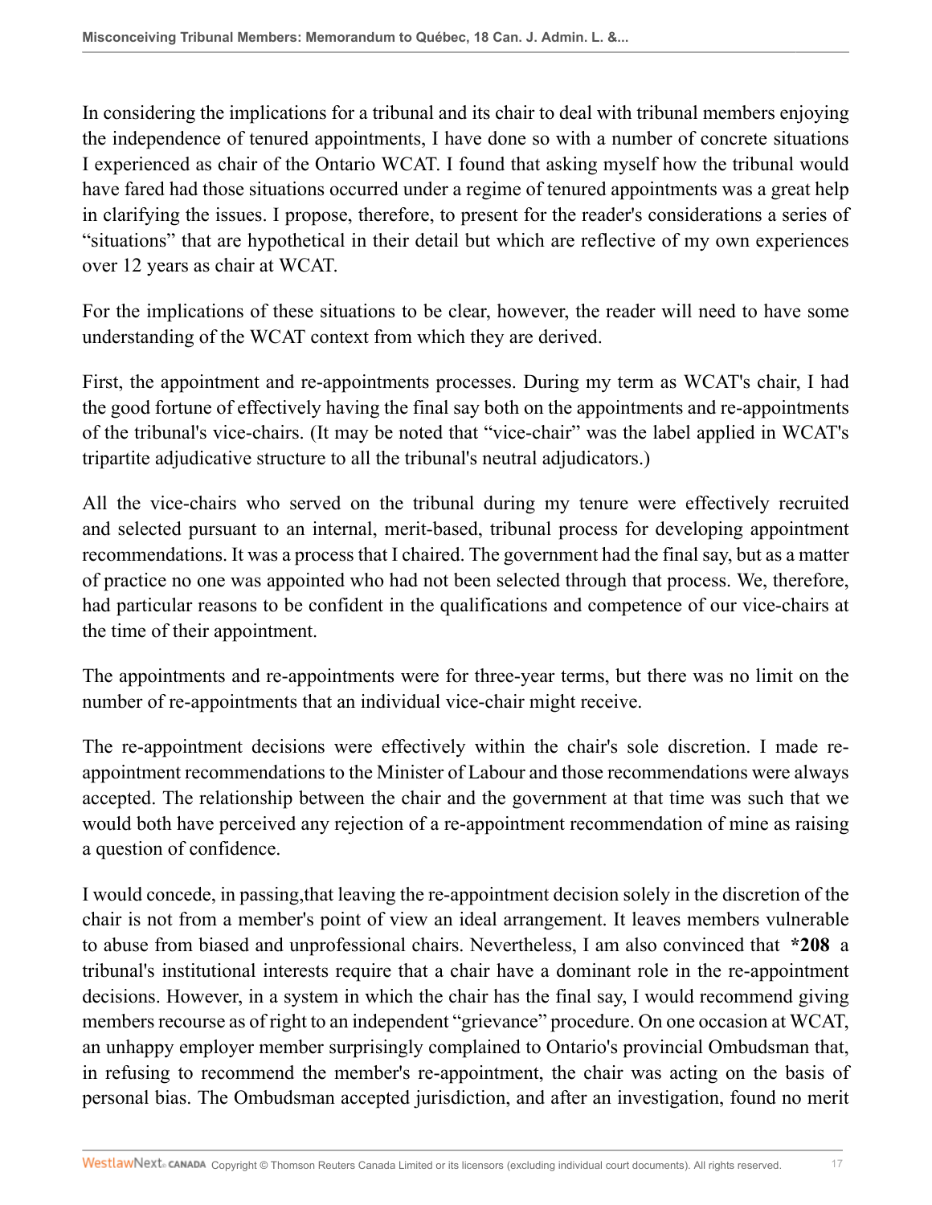In considering the implications for a tribunal and its chair to deal with tribunal members enjoying the independence of tenured appointments, I have done so with a number of concrete situations I experienced as chair of the Ontario WCAT. I found that asking myself how the tribunal would have fared had those situations occurred under a regime of tenured appointments was a great help in clarifying the issues. I propose, therefore, to present for the reader's considerations a series of "situations" that are hypothetical in their detail but which are reflective of my own experiences over 12 years as chair at WCAT.

For the implications of these situations to be clear, however, the reader will need to have some understanding of the WCAT context from which they are derived.

First, the appointment and re-appointments processes. During my term as WCAT's chair, I had the good fortune of effectively having the final say both on the appointments and re-appointments of the tribunal's vice-chairs. (It may be noted that "vice-chair" was the label applied in WCAT's tripartite adjudicative structure to all the tribunal's neutral adjudicators.)

All the vice-chairs who served on the tribunal during my tenure were effectively recruited and selected pursuant to an internal, merit-based, tribunal process for developing appointment recommendations. It was a process that I chaired. The government had the final say, but as a matter of practice no one was appointed who had not been selected through that process. We, therefore, had particular reasons to be confident in the qualifications and competence of our vice-chairs at the time of their appointment.

The appointments and re-appointments were for three-year terms, but there was no limit on the number of re-appointments that an individual vice-chair might receive.

The re-appointment decisions were effectively within the chair's sole discretion. I made re-appointment recommendations to the Minister of Labour and those recommendations were always accepted. The relationship between the chair and the government at that time was such that we would both have perceived any rejection of a re-appointment recommendation of mine as raising a question of confidence.

I would concede, in passing,that leaving the re-appointment decision solely in the discretion of the chair is not from a member's point of view an ideal arrangement. It leaves members vulnerable to abuse from biased and unprofessional chairs. Nevertheless, I am also convinced that **\*208** a tribunal's institutional interests require that a chair have a dominant role in the re-appointment decisions. However, in a system in which the chair has the final say, I would recommend giving members recourse as of right to an independent "grievance" procedure. On one occasion at WCAT, an unhappy employer member surprisingly complained to Ontario's provincial Ombudsman that, in refusing to recommend the member's re-appointment, the chair was acting on the basis of personal bias. The Ombudsman accepted jurisdiction, and after an investigation, found no merit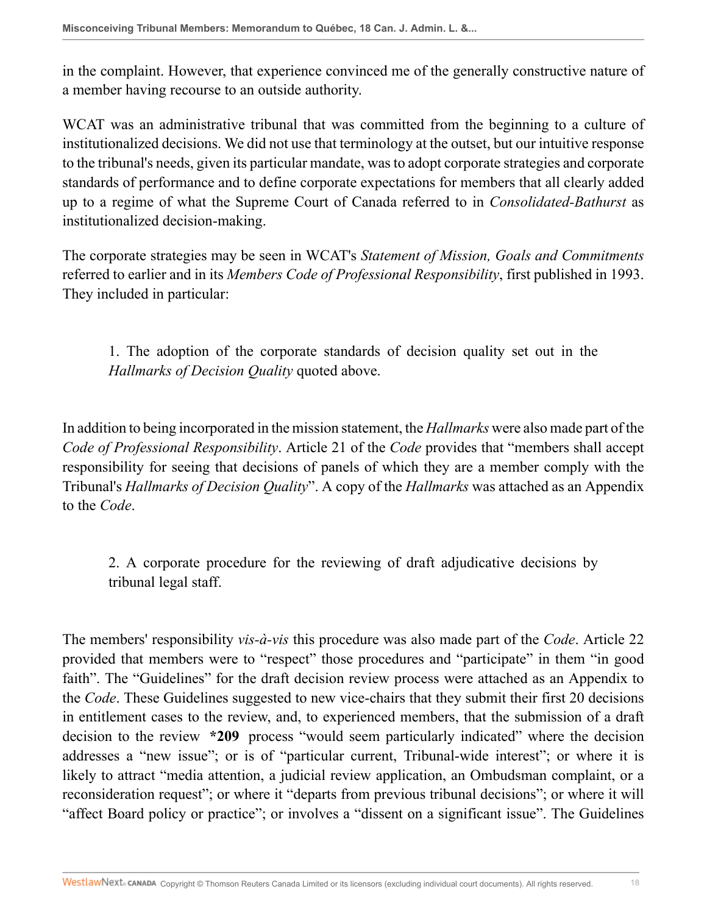in the complaint. However, that experience convinced me of the generally constructive nature of a member having recourse to an outside authority.

WCAT was an administrative tribunal that was committed from the beginning to a culture of institutionalized decisions. We did not use that terminology at the outset, but our intuitive response to the tribunal's needs, given its particular mandate, was to adopt corporate strategies and corporate standards of performance and to define corporate expectations for members that all clearly added up to a regime of what the Supreme Court of Canada referred to in *Consolidated-Bathurst* as institutionalized decision-making.

The corporate strategies may be seen in WCAT's *Statement of Mission, Goals and Commitments* referred to earlier and in its *Members Code of Professional Responsibility*, first published in 1993. They included in particular:

> 1. The adoption of the corporate standards of decision quality set out in the *Hallmarks of Decision Quality* quoted above.

In addition to being incorporated in the mission statement, the *Hallmarks* were also made part of the *Code of Professional Responsibility*. Article 21 of the *Code* provides that "members shall accept responsibility for seeing that decisions of panels of which they are a member comply with the Tribunal's *Hallmarks of Decision Quality*". A copy of the *Hallmarks* was attached as an Appendix to the *Code*.

> 2. A corporate procedure for the reviewing of draft adjudicative decisions by tribunal legal staff.

The members' responsibility *vis-à-vis* this procedure was also made part of the *Code*. Article 22 provided that members were to "respect" those procedures and "participate" in them "in good faith". The "Guidelines" for the draft decision review process were attached as an Appendix to the *Code*. These Guidelines suggested to new vice-chairs that they submit their first 20 decisions in entitlement cases to the review, and, to experienced members, that the submission of a draft decision to the review **\*209** process "would seem particularly indicated" where the decision addresses a "new issue"; or is of "particular current, Tribunal-wide interest"; or where it is likely to attract "media attention, a judicial review application, an Ombudsman complaint, or a reconsideration request"; or where it "departs from previous tribunal decisions"; or where it will "affect Board policy or practice"; or involves a "dissent on a significant issue". The Guidelines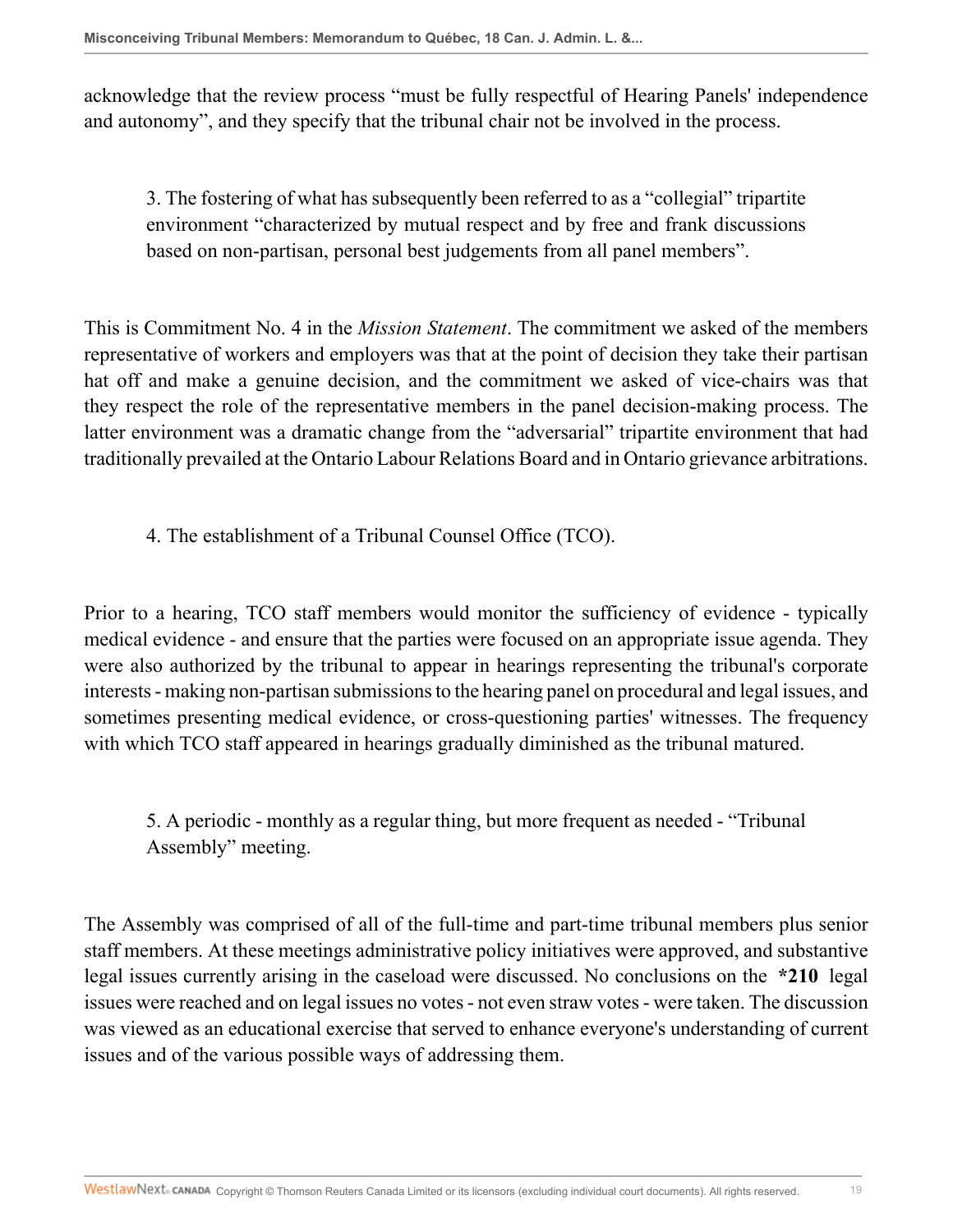acknowledge that the review process "must be fully respectful of Hearing Panels' independence and autonomy", and they specify that the tribunal chair not be involved in the process.

> 3. The fostering of what has subsequently been referred to as a "collegial" tripartite environment "characterized by mutual respect and by free and frank discussions based on non-partisan, personal best judgements from all panel members".

This is Commitment No. 4 in the *Mission Statement*. The commitment we asked of the members representative of workers and employers was that at the point of decision they take their partisan hat off and make a genuine decision, and the commitment we asked of vice-chairs was that they respect the role of the representative members in the panel decision-making process. The latter environment was a dramatic change from the "adversarial" tripartite environment that had traditionally prevailed at the Ontario Labour Relations Board and in Ontario grievance arbitrations.

> 4. The establishment of a Tribunal Counsel Office (TCO).

Prior to a hearing, TCO staff members would monitor the sufficiency of evidence - typically medical evidence - and ensure that the parties were focused on an appropriate issue agenda. They were also authorized by the tribunal to appear in hearings representing the tribunal's corporate interests - making non-partisan submissions to the hearing panel on procedural and legal issues, and sometimes presenting medical evidence, or cross-questioning parties' witnesses. The frequency with which TCO staff appeared in hearings gradually diminished as the tribunal matured.

> 5. A periodic - monthly as a regular thing, but more frequent as needed - "Tribunal Assembly" meeting.

The Assembly was comprised of all of the full-time and part-time tribunal members plus senior staff members. At these meetings administrative policy initiatives were approved, and substantive legal issues currently arising in the caseload were discussed. No conclusions on the **\*210** legal issues were reached and on legal issues no votes - not even straw votes - were taken. The discussion was viewed as an educational exercise that served to enhance everyone's understanding of current issues and of the various possible ways of addressing them.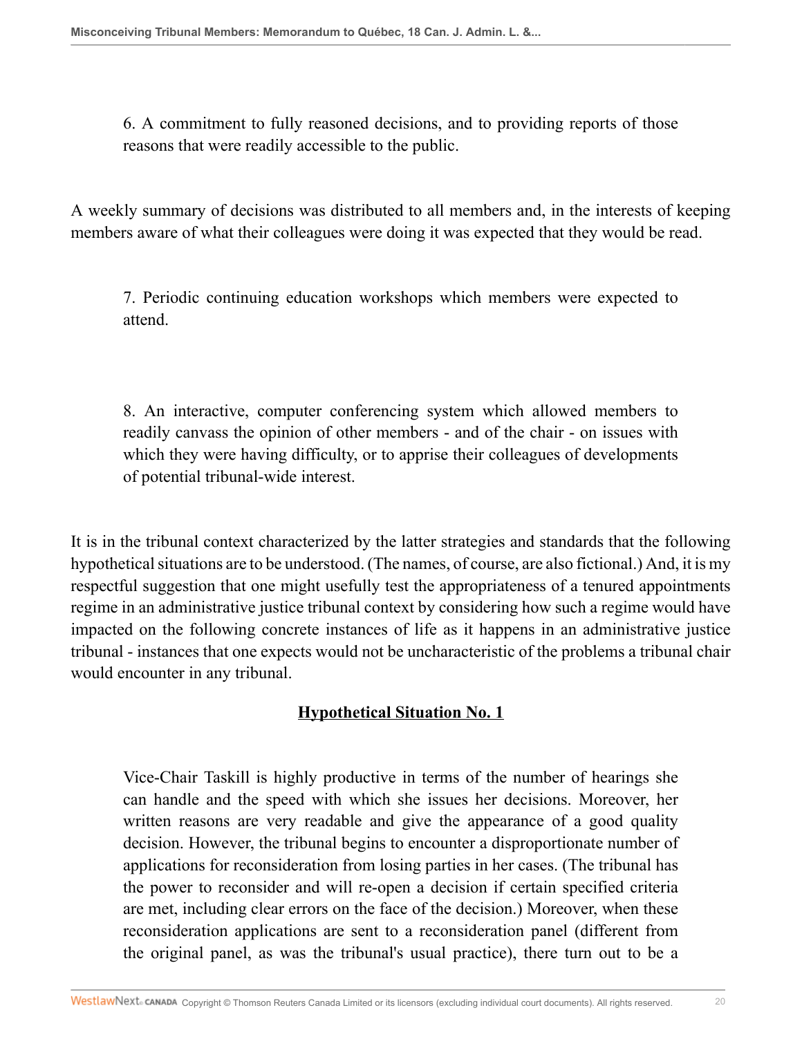6. A commitment to fully reasoned decisions, and to providing reports of those reasons that were readily accessible to the public.

A weekly summary of decisions was distributed to all members and, in the interests of keeping members aware of what their colleagues were doing it was expected that they would be read.

7. Periodic continuing education workshops which members were expected to attend.

8. An interactive, computer conferencing system which allowed members to readily canvass the opinion of other members - and of the chair - on issues with which they were having difficulty, or to apprise their colleagues of developments of potential tribunal-wide interest.

It is in the tribunal context characterized by the latter strategies and standards that the following hypothetical situations are to be understood. (The names, of course, are also fictional.) And, it is my respectful suggestion that one might usefully test the appropriateness of a tenured appointments regime in an administrative justice tribunal context by considering how such a regime would have impacted on the following concrete instances of life as it happens in an administrative justice tribunal - instances that one expects would not be uncharacteristic of the problems a tribunal chair would encounter in any tribunal.

## Hypothetical Situation No. 1

Vice-Chair Taskill is highly productive in terms of the number of hearings she can handle and the speed with which she issues her decisions. Moreover, her written reasons are very readable and give the appearance of a good quality decision. However, the tribunal begins to encounter a disproportionate number of applications for reconsideration from losing parties in her cases. (The tribunal has the power to reconsider and will re-open a decision if certain specified criteria are met, including clear errors on the face of the decision.) Moreover, when these reconsideration applications are sent to a reconsideration panel (different from the original panel, as was the tribunal's usual practice), there turn out to be a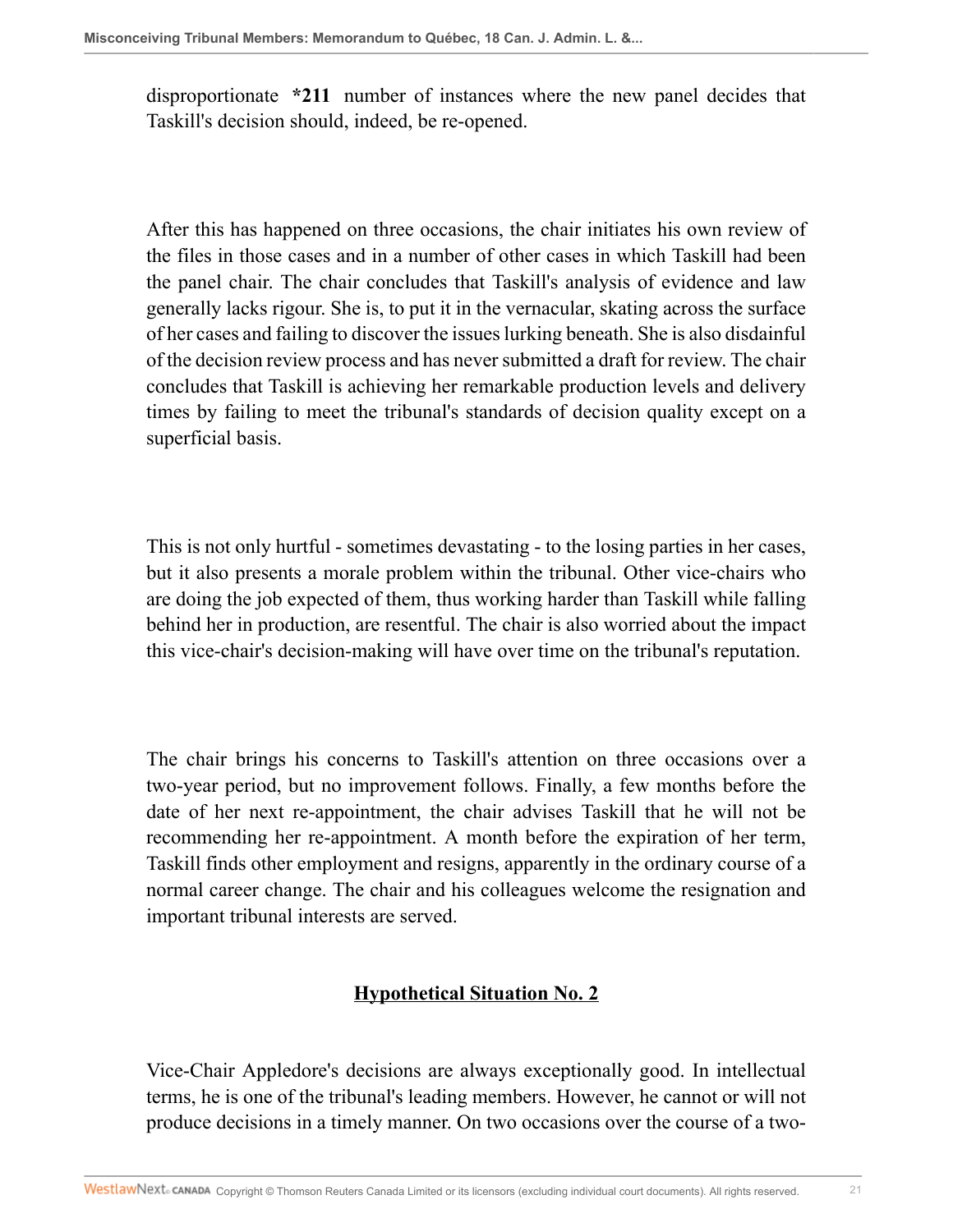disproportionate **\*211** number of instances where the new panel decides that Taskill's decision should, indeed, be re-opened.

After this has happened on three occasions, the chair initiates his own review of the files in those cases and in a number of other cases in which Taskill had been the panel chair. The chair concludes that Taskill's analysis of evidence and law generally lacks rigour. She is, to put it in the vernacular, skating across the surface of her cases and failing to discover the issues lurking beneath. She is also disdainful of the decision review process and has never submitted a draft for review. The chair concludes that Taskill is achieving her remarkable production levels and delivery times by failing to meet the tribunal's standards of decision quality except on a superficial basis.

This is not only hurtful - sometimes devastating - to the losing parties in her cases, but it also presents a morale problem within the tribunal. Other vice-chairs who are doing the job expected of them, thus working harder than Taskill while falling behind her in production, are resentful. The chair is also worried about the impact this vice-chair's decision-making will have over time on the tribunal's reputation.

The chair brings his concerns to Taskill's attention on three occasions over a two-year period, but no improvement follows. Finally, a few months before the date of her next re-appointment, the chair advises Taskill that he will not be recommending her re-appointment. A month before the expiration of her term, Taskill finds other employment and resigns, apparently in the ordinary course of a normal career change. The chair and his colleagues welcome the resignation and important tribunal interests are served.

## Hypothetical Situation No. 2

Vice-Chair Appledore's decisions are always exceptionally good. In intellectual terms, he is one of the tribunal's leading members. However, he cannot or will not produce decisions in a timely manner. On two occasions over the course of a two-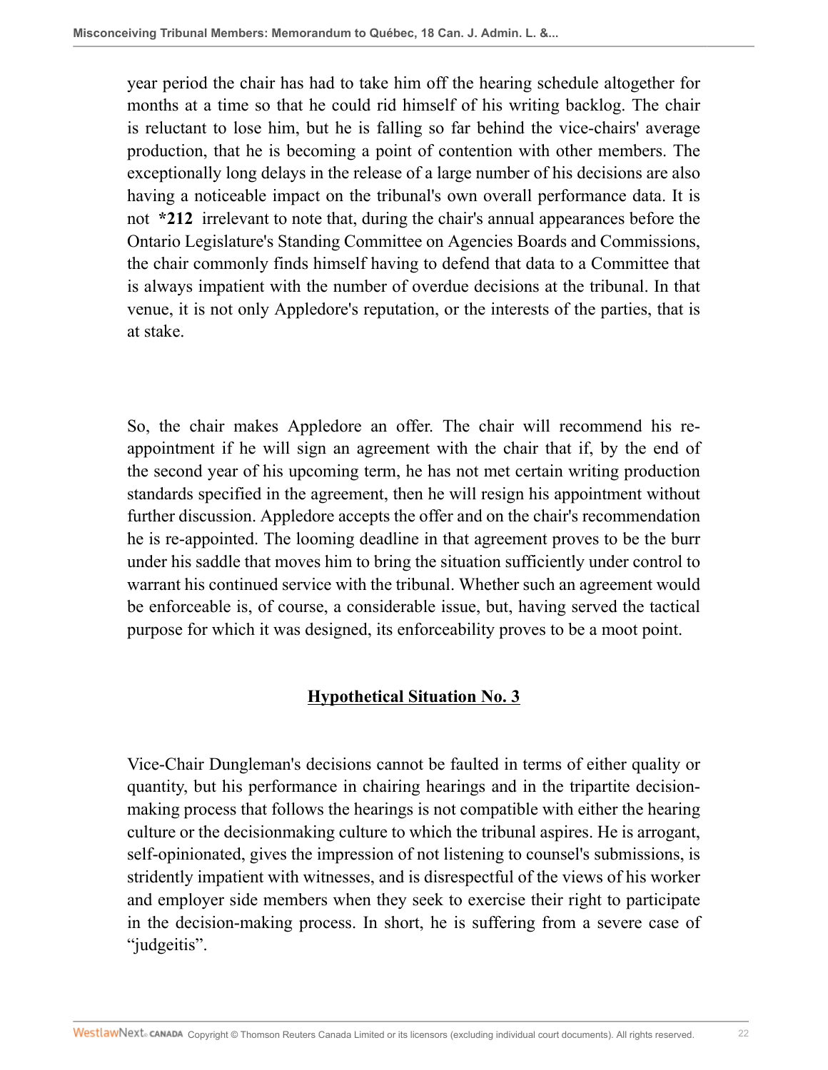year period the chair has had to take him off the hearing schedule altogether for months at a time so that he could rid himself of his writing backlog. The chair is reluctant to lose him, but he is falling so far behind the vice-chairs' average production, that he is becoming a point of contention with other members. The exceptionally long delays in the release of a large number of his decisions are also having a noticeable impact on the tribunal's own overall performance data. It is not **\*212** irrelevant to note that, during the chair's annual appearances before the Ontario Legislature's Standing Committee on Agencies Boards and Commissions, the chair commonly finds himself having to defend that data to a Committee that is always impatient with the number of overdue decisions at the tribunal. In that venue, it is not only Appledore's reputation, or the interests of the parties, that is at stake.

So, the chair makes Appledore an offer. The chair will recommend his re-appointment if he will sign an agreement with the chair that if, by the end of the second year of his upcoming term, he has not met certain writing production standards specified in the agreement, then he will resign his appointment without further discussion. Appledore accepts the offer and on the chair's recommendation he is re-appointed. The looming deadline in that agreement proves to be the burr under his saddle that moves him to bring the situation sufficiently under control to warrant his continued service with the tribunal. Whether such an agreement would be enforceable is, of course, a considerable issue, but, having served the tactical purpose for which it was designed, its enforceability proves to be a moot point.

## Hypothetical Situation No. 3

Vice-Chair Dungleman's decisions cannot be faulted in terms of either quality or quantity, but his performance in chairing hearings and in the tripartite decision-making process that follows the hearings is not compatible with either the hearing culture or the decisionmaking culture to which the tribunal aspires. He is arrogant, self-opinionated, gives the impression of not listening to counsel's submissions, is stridently impatient with witnesses, and is disrespectful of the views of his worker and employer side members when they seek to exercise their right to participate in the decision-making process. In short, he is suffering from a severe case of "judgeitis".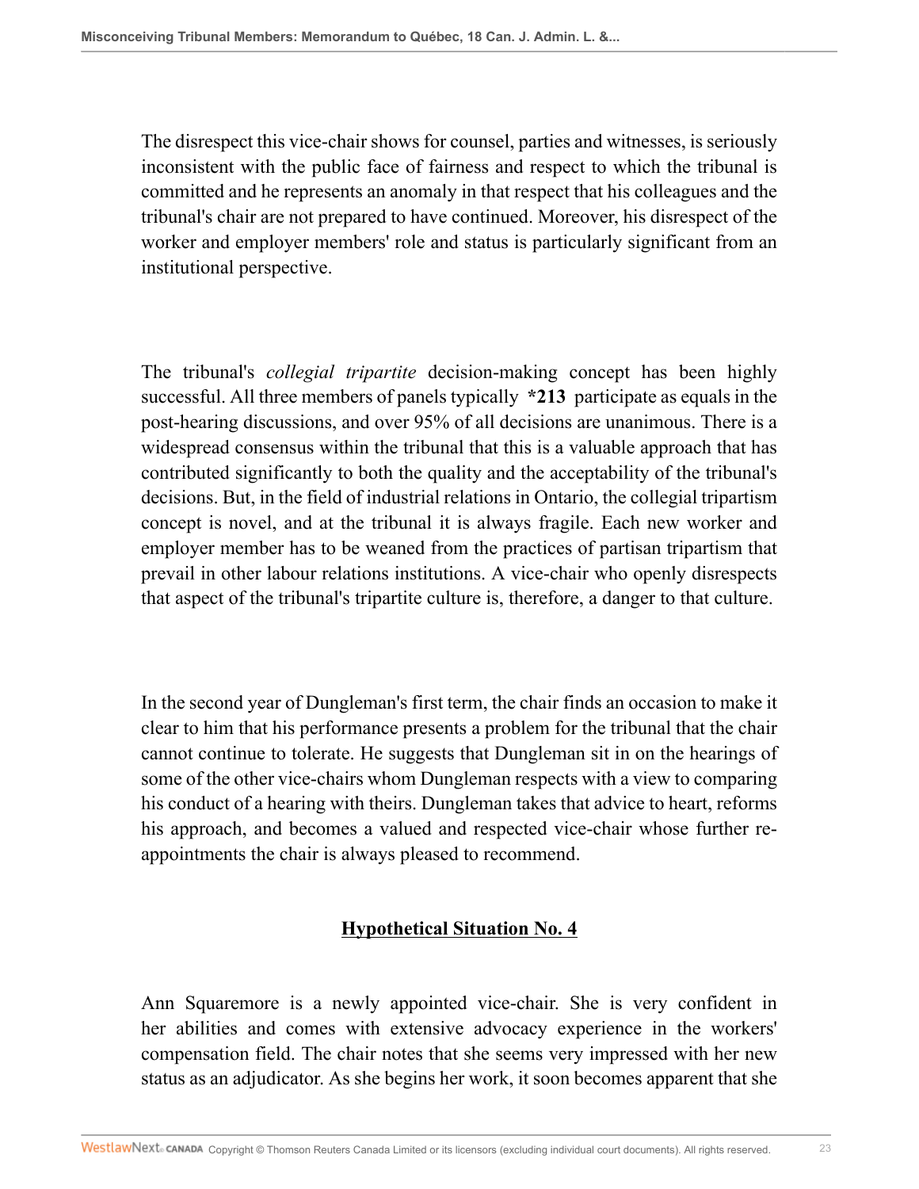The disrespect this vice-chair shows for counsel, parties and witnesses, is seriously inconsistent with the public face of fairness and respect to which the tribunal is committed and he represents an anomaly in that respect that his colleagues and the tribunal's chair are not prepared to have continued. Moreover, his disrespect of the worker and employer members' role and status is particularly significant from an institutional perspective.

The tribunal's *collegial tripartite* decision-making concept has been highly successful. All three members of panels typically **\*213** participate as equals in the post-hearing discussions, and over 95% of all decisions are unanimous. There is a widespread consensus within the tribunal that this is a valuable approach that has contributed significantly to both the quality and the acceptability of the tribunal's decisions. But, in the field of industrial relations in Ontario, the collegial tripartism concept is novel, and at the tribunal it is always fragile. Each new worker and employer member has to be weaned from the practices of partisan tripartism that prevail in other labour relations institutions. A vice-chair who openly disrespects that aspect of the tribunal's tripartite culture is, therefore, a danger to that culture.

In the second year of Dungleman's first term, the chair finds an occasion to make it clear to him that his performance presents a problem for the tribunal that the chair cannot continue to tolerate. He suggests that Dungleman sit in on the hearings of some of the other vice-chairs whom Dungleman respects with a view to comparing his conduct of a hearing with theirs. Dungleman takes that advice to heart, reforms his approach, and becomes a valued and respected vice-chair whose further re-appointments the chair is always pleased to recommend.

## Hypothetical Situation No. 4

Ann Squaremore is a newly appointed vice-chair. She is very confident in her abilities and comes with extensive advocacy experience in the workers' compensation field. The chair notes that she seems very impressed with her new status as an adjudicator. As she begins her work, it soon becomes apparent that she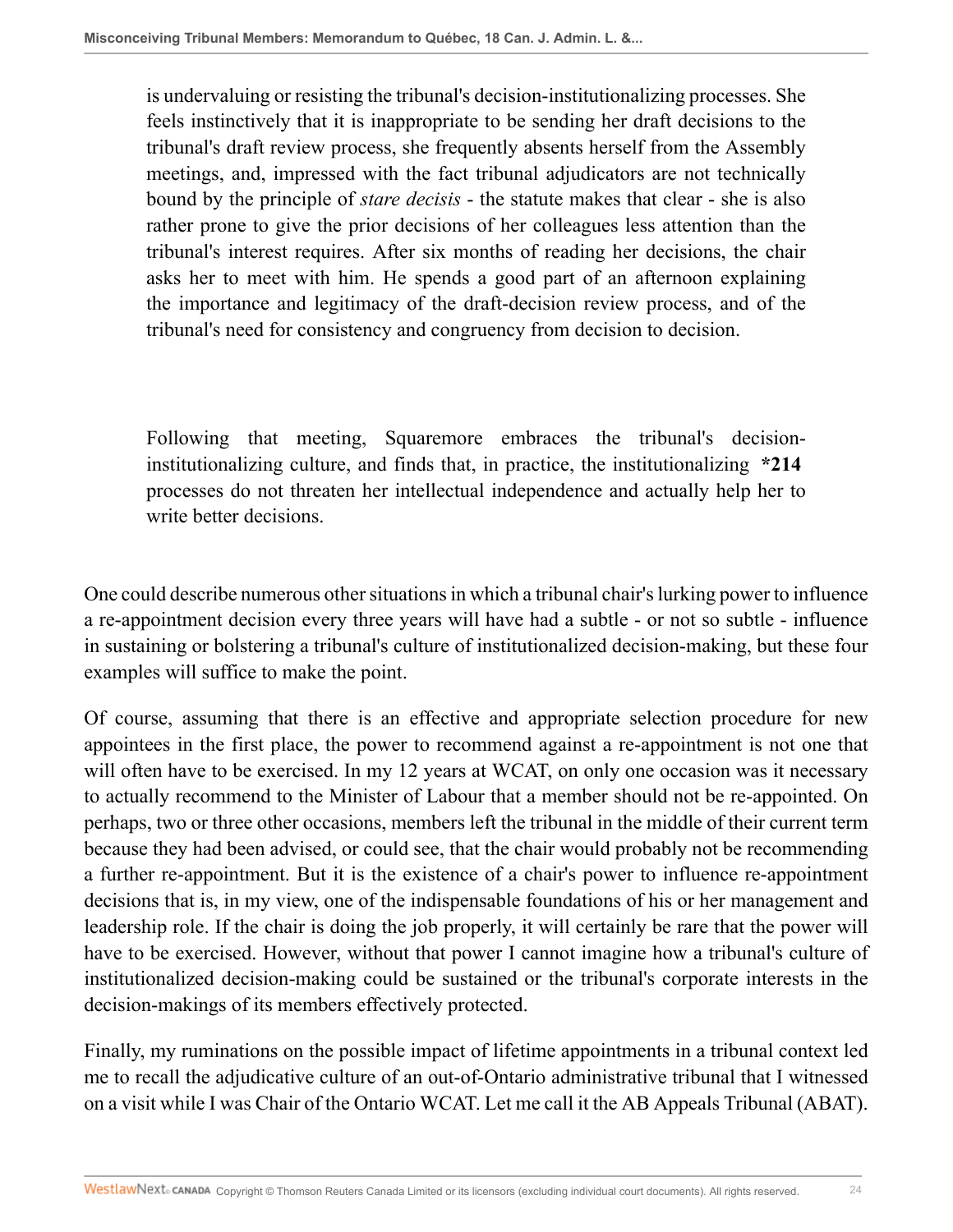> is undervaluing or resisting the tribunal's decision-institutionalizing processes. She feels instinctively that it is inappropriate to be sending her draft decisions to the tribunal's draft review process, she frequently absents herself from the Assembly meetings, and, impressed with the fact tribunal adjudicators are not technically bound by the principle of *stare decisis* - the statute makes that clear - she is also rather prone to give the prior decisions of her colleagues less attention than the tribunal's interest requires. After six months of reading her decisions, the chair asks her to meet with him. He spends a good part of an afternoon explaining the importance and legitimacy of the draft-decision review process, and of the tribunal's need for consistency and congruency from decision to decision.
>
> Following that meeting, Squaremore embraces the tribunal's decision-institutionalizing culture, and finds that, in practice, the institutionalizing **\*214** processes do not threaten her intellectual independence and actually help her to write better decisions.

One could describe numerous other situations in which a tribunal chair's lurking power to influence a re-appointment decision every three years will have had a subtle - or not so subtle - influence in sustaining or bolstering a tribunal's culture of institutionalized decision-making, but these four examples will suffice to make the point.

Of course, assuming that there is an effective and appropriate selection procedure for new appointees in the first place, the power to recommend against a re-appointment is not one that will often have to be exercised. In my 12 years at WCAT, on only one occasion was it necessary to actually recommend to the Minister of Labour that a member should not be re-appointed. On perhaps, two or three other occasions, members left the tribunal in the middle of their current term because they had been advised, or could see, that the chair would probably not be recommending a further re-appointment. But it is the existence of a chair's power to influence re-appointment decisions that is, in my view, one of the indispensable foundations of his or her management and leadership role. If the chair is doing the job properly, it will certainly be rare that the power will have to be exercised. However, without that power I cannot imagine how a tribunal's culture of institutionalized decision-making could be sustained or the tribunal's corporate interests in the decision-makings of its members effectively protected.

Finally, my ruminations on the possible impact of lifetime appointments in a tribunal context led me to recall the adjudicative culture of an out-of-Ontario administrative tribunal that I witnessed on a visit while I was Chair of the Ontario WCAT. Let me call it the AB Appeals Tribunal (ABAT).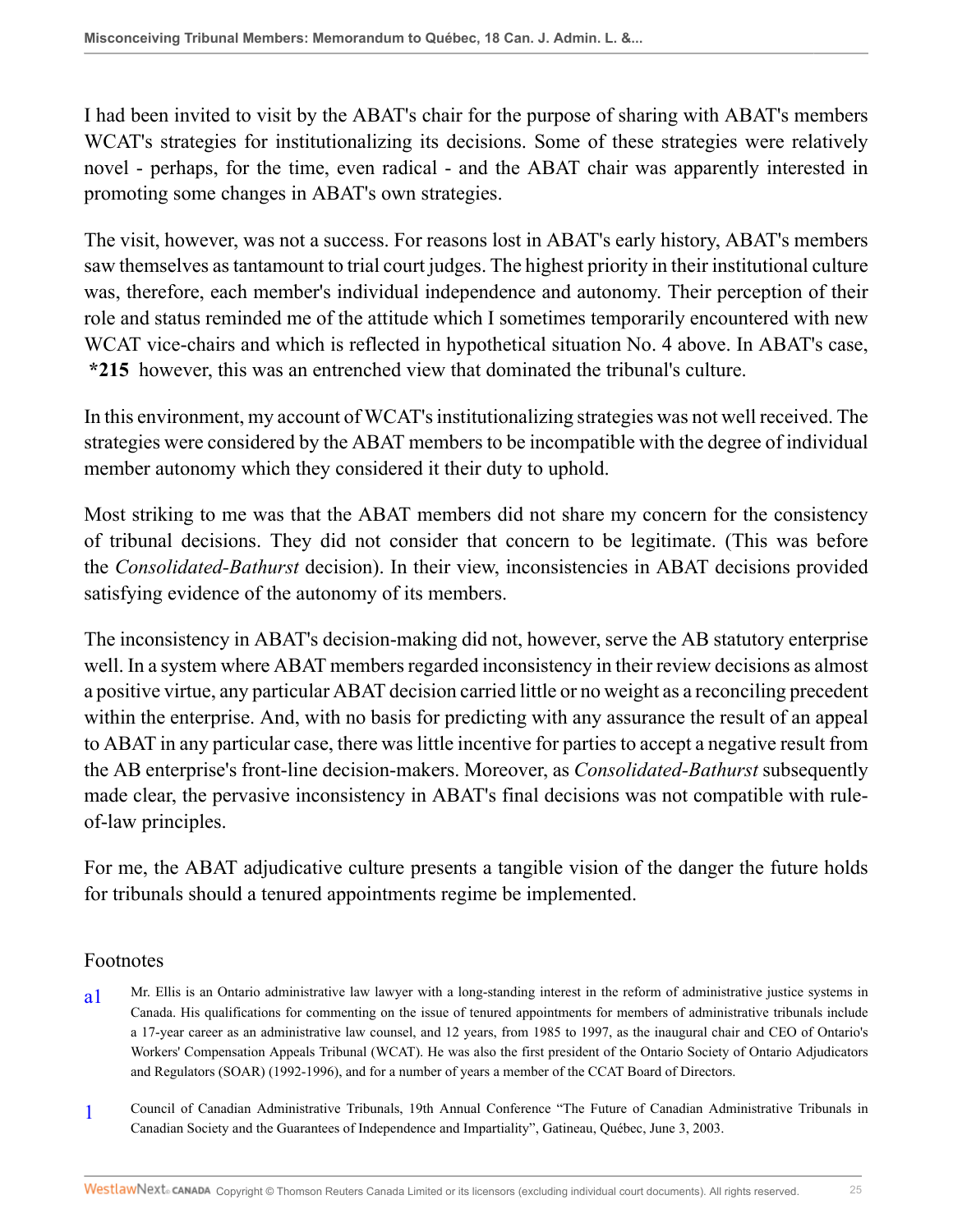I had been invited to visit by the ABAT's chair for the purpose of sharing with ABAT's members WCAT's strategies for institutionalizing its decisions. Some of these strategies were relatively novel - perhaps, for the time, even radical - and the ABAT chair was apparently interested in promoting some changes in ABAT's own strategies.

The visit, however, was not a success. For reasons lost in ABAT's early history, ABAT's members saw themselves as tantamount to trial court judges. The highest priority in their institutional culture was, therefore, each member's individual independence and autonomy. Their perception of their role and status reminded me of the attitude which I sometimes temporarily encountered with new WCAT vice-chairs and which is reflected in hypothetical situation No. 4 above. In ABAT's case, **\*215** however, this was an entrenched view that dominated the tribunal's culture.

In this environment, my account of WCAT's institutionalizing strategies was not well received. The strategies were considered by the ABAT members to be incompatible with the degree of individual member autonomy which they considered it their duty to uphold.

Most striking to me was that the ABAT members did not share my concern for the consistency of tribunal decisions. They did not consider that concern to be legitimate. (This was before the *Consolidated-Bathurst* decision). In their view, inconsistencies in ABAT decisions provided satisfying evidence of the autonomy of its members.

The inconsistency in ABAT's decision-making did not, however, serve the AB statutory enterprise well. In a system where ABAT members regarded inconsistency in their review decisions as almost a positive virtue, any particular ABAT decision carried little or no weight as a reconciling precedent within the enterprise. And, with no basis for predicting with any assurance the result of an appeal to ABAT in any particular case, there was little incentive for parties to accept a negative result from the AB enterprise's front-line decision-makers. Moreover, as *Consolidated-Bathurst* subsequently made clear, the pervasive inconsistency in ABAT's final decisions was not compatible with rule-of-law principles.

For me, the ABAT adjudicative culture presents a tangible vision of the danger the future holds for tribunals should a tenured appointments regime be implemented.

## Footnotes

a1 Mr. Ellis is an Ontario administrative law lawyer with a long-standing interest in the reform of administrative justice systems in Canada. His qualifications for commenting on the issue of tenured appointments for members of administrative tribunals include a 17-year career as an administrative law counsel, and 12 years, from 1985 to 1997, as the inaugural chair and CEO of Ontario's Workers' Compensation Appeals Tribunal (WCAT). He was also the first president of the Ontario Society of Ontario Adjudicators and Regulators (SOAR) (1992-1996), and for a number of years a member of the CCAT Board of Directors.

1 Council of Canadian Administrative Tribunals, 19th Annual Conference "The Future of Canadian Administrative Tribunals in Canadian Society and the Guarantees of Independence and Impartiality", Gatineau, Québec, June 3, 2003.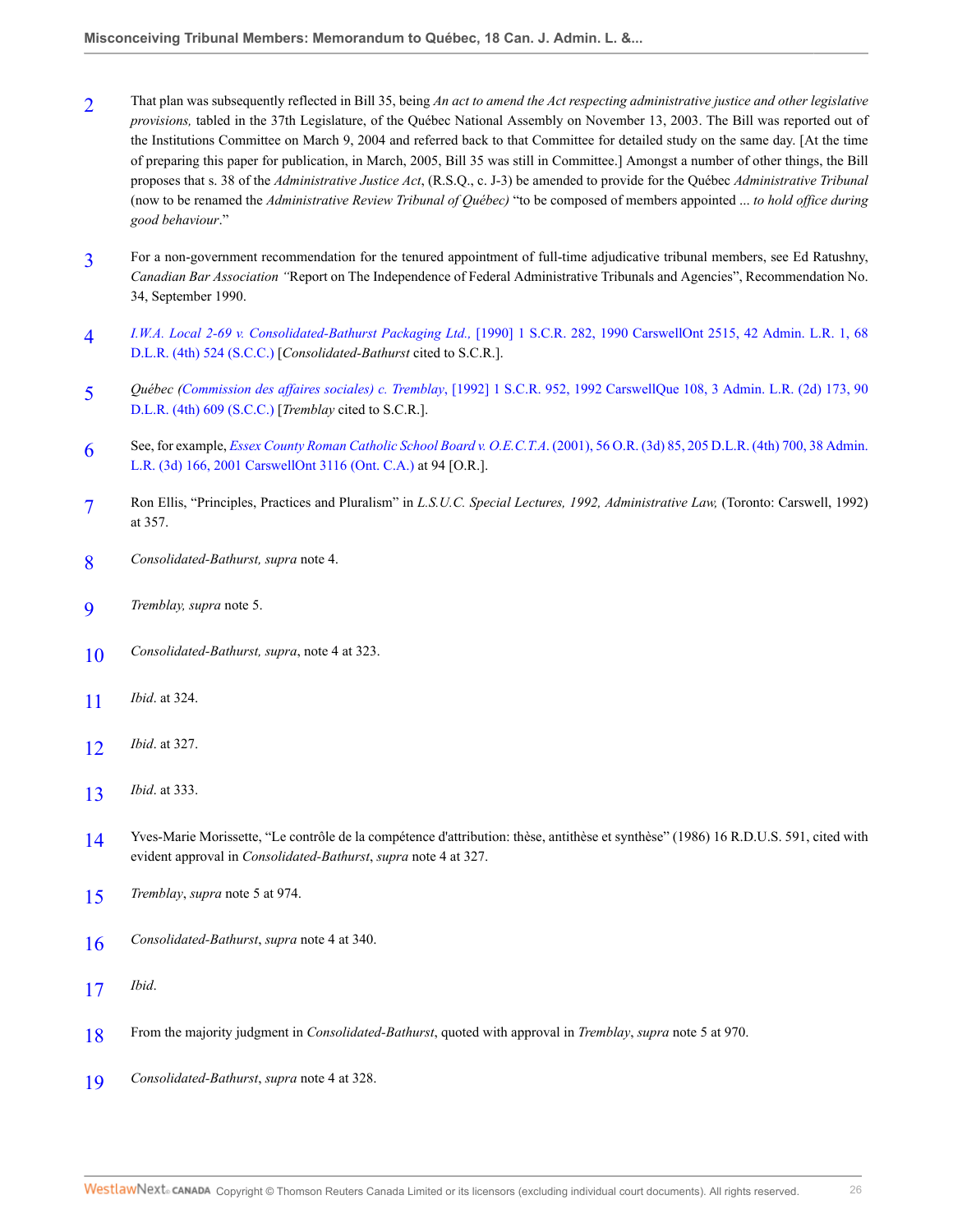2 That plan was subsequently reflected in Bill 35, being *An act to amend the Act respecting administrative justice and other legislative provisions,* tabled in the 37th Legislature, of the Québec National Assembly on November 13, 2003. The Bill was reported out of the Institutions Committee on March 9, 2004 and referred back to that Committee for detailed study on the same day. [At the time of preparing this paper for publication, in March, 2005, Bill 35 was still in Committee.] Amongst a number of other things, the Bill proposes that s. 38 of the *Administrative Justice Act*, (R.S.Q., c. J-3) be amended to provide for the Québec *Administrative Tribunal* (now to be renamed the *Administrative Review Tribunal of Québec)* "to be composed of members appointed ... *to hold office during good behaviour*."

3 For a non-government recommendation for the tenured appointment of full-time adjudicative tribunal members, see Ed Ratushny, *Canadian Bar Association "*Report on The Independence of Federal Administrative Tribunals and Agencies", Recommendation No. 34, September 1990.

4 *I.W.A. Local 2-69 v. Consolidated-Bathurst Packaging Ltd.,* [1990] 1 S.C.R. 282, 1990 CarswellOnt 2515, 42 Admin. L.R. 1, 68 D.L.R. (4th) 524 (S.C.C.) [*Consolidated-Bathurst* cited to S.C.R.].

5 *Québec (Commission des affaires sociales) c. Tremblay*, [1992] 1 S.C.R. 952, 1992 CarswellQue 108, 3 Admin. L.R. (2d) 173, 90 D.L.R. (4th) 609 (S.C.C.) [*Tremblay* cited to S.C.R.].

6 See, for example, *Essex County Roman Catholic School Board v. O.E.C.T.A.* (2001), 56 O.R. (3d) 85, 205 D.L.R. (4th) 700, 38 Admin. L.R. (3d) 166, 2001 CarswellOnt 3116 (Ont. C.A.) at 94 [O.R.].

7 Ron Ellis, "Principles, Practices and Pluralism" in *L.S.U.C. Special Lectures, 1992, Administrative Law,* (Toronto: Carswell, 1992) at 357.

8 *Consolidated-Bathurst, supra* note 4.

9 *Tremblay, supra* note 5.

10 *Consolidated-Bathurst, supra*, note 4 at 323.

11 *Ibid*. at 324.

12 *Ibid*. at 327.

13 *Ibid*. at 333.

14 Yves-Marie Morissette, "Le contrôle de la compétence d'attribution: thèse, antithèse et synthèse" (1986) 16 R.D.U.S. 591, cited with evident approval in *Consolidated-Bathurst*, *supra* note 4 at 327.

15 *Tremblay*, *supra* note 5 at 974.

16 *Consolidated-Bathurst*, *supra* note 4 at 340.

17 *Ibid*.

18 From the majority judgment in *Consolidated-Bathurst*, quoted with approval in *Tremblay*, *supra* note 5 at 970.

19 *Consolidated-Bathurst*, *supra* note 4 at 328.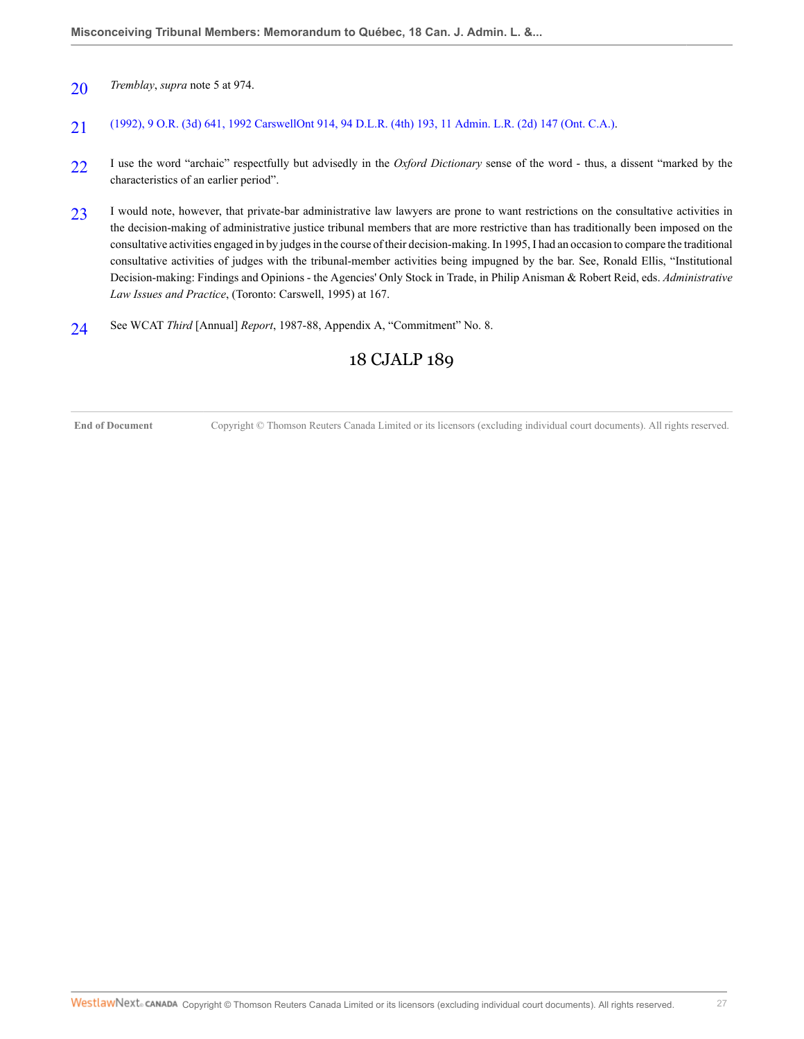20 *Tremblay*, *supra* note 5 at 974.

21 (1992), 9 O.R. (3d) 641, 1992 CarswellOnt 914, 94 D.L.R. (4th) 193, 11 Admin. L.R. (2d) 147 (Ont. C.A.).

22 I use the word "archaic" respectfully but advisedly in the *Oxford Dictionary* sense of the word - thus, a dissent "marked by the characteristics of an earlier period".

23 I would note, however, that private-bar administrative law lawyers are prone to want restrictions on the consultative activities in the decision-making of administrative justice tribunal members that are more restrictive than has traditionally been imposed on the consultative activities engaged in by judges in the course of their decision-making. In 1995, I had an occasion to compare the traditional consultative activities of judges with the tribunal-member activities being impugned by the bar. See, Ronald Ellis, "Institutional Decision-making: Findings and Opinions - the Agencies' Only Stock in Trade, in Philip Anisman & Robert Reid, eds. *Administrative Law Issues and Practice*, (Toronto: Carswell, 1995) at 167.

24 See WCAT *Third* [Annual] *Report*, 1987-88, Appendix A, "Commitment" No. 8.

18 CJALP 189

End of Document

Copyright © Thomson Reuters Canada Limited or its licensors (excluding individual court documents). All rights reserved.